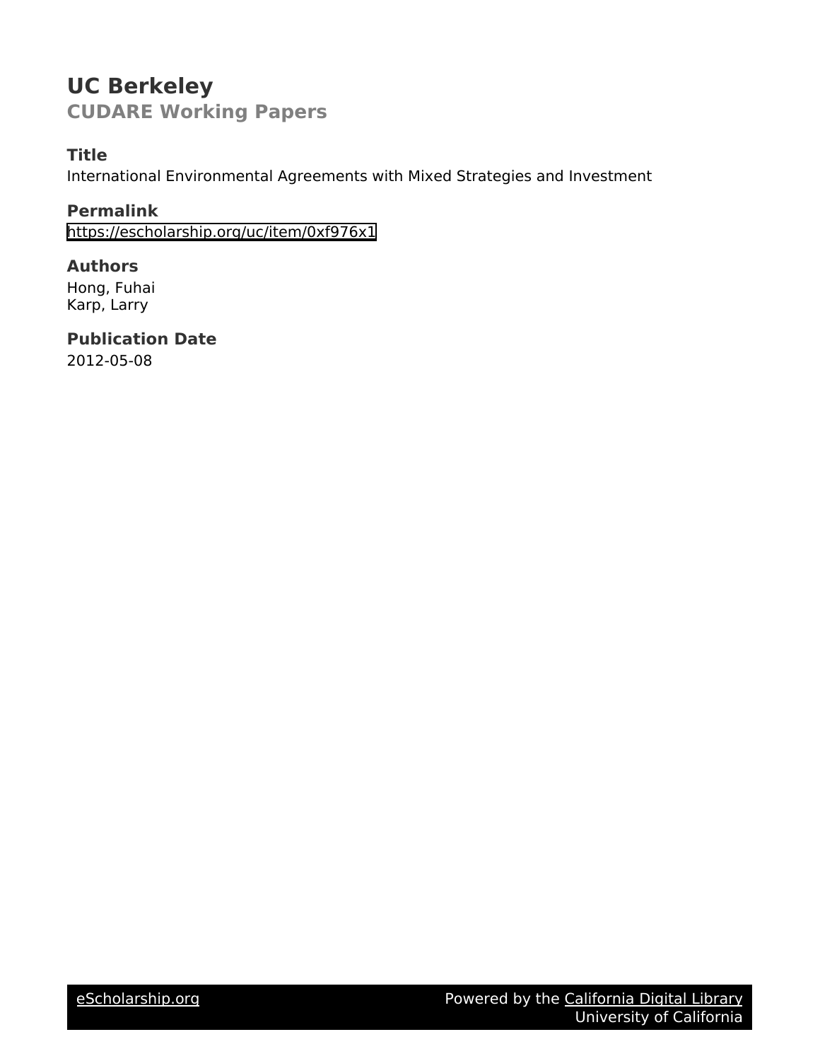# UC Berkeley
## CUDARE Working Papers

### Title
International Environmental Agreements with Mixed Strategies and Investment

### Permalink
https://escholarship.org/uc/item/0xf976x1

### Authors
Hong, Fuhai
Karp, Larry

### Publication Date
2012-05-08

eScholarship.org    Powered by the California Digital Library
University of California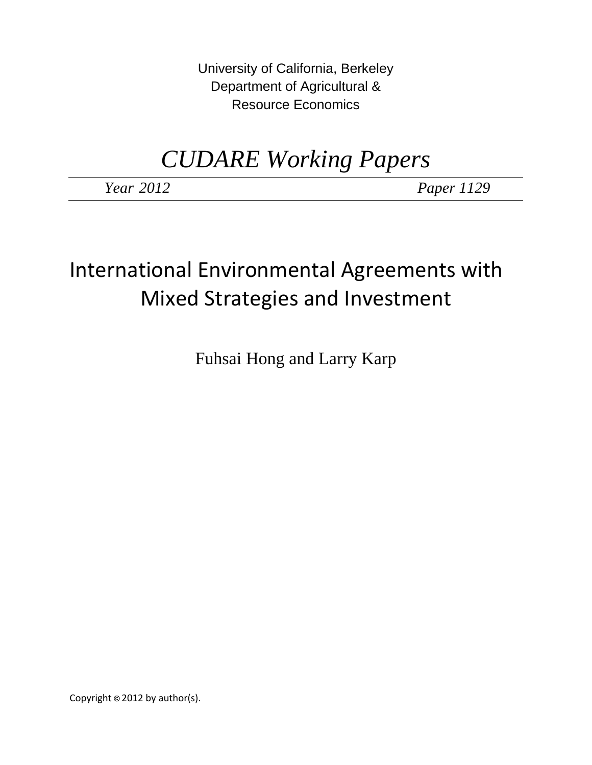University of California, Berkeley
Department of Agricultural &
Resource Economics

# *CUDARE Working Papers*

*Year 2012* *Paper 1129*

# International Environmental Agreements with Mixed Strategies and Investment

Fuhsai Hong and Larry Karp

Copyright © 2012 by author(s).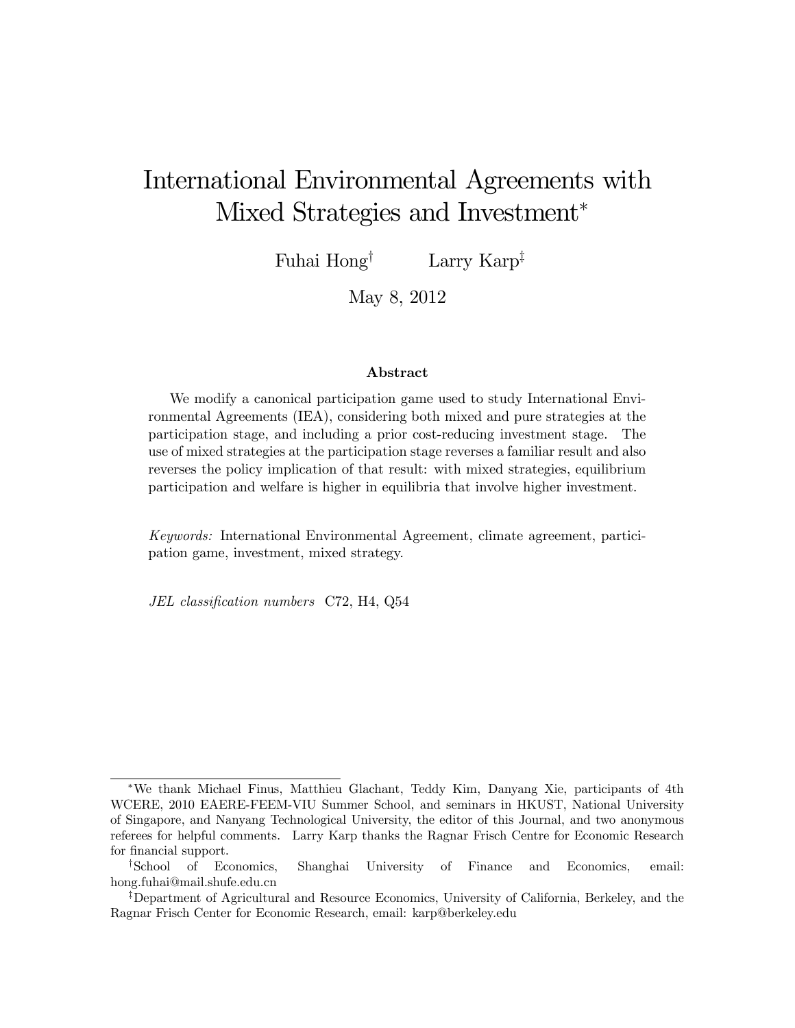# International Environmental Agreements with Mixed Strategies and Investment*

Fuhai Hong[†] Larry Karp[‡]

May 8, 2012

### Abstract

We modify a canonical participation game used to study International Environmental Agreements (IEA), considering both mixed and pure strategies at the participation stage, and including a prior cost-reducing investment stage. The use of mixed strategies at the participation stage reverses a familiar result and also reverses the policy implication of that result: with mixed strategies, equilibrium participation and welfare is higher in equilibria that involve higher investment.

*Keywords:* International Environmental Agreement, climate agreement, participation game, investment, mixed strategy.

*JEL classification numbers* C72, H4, Q54

---

*We thank Michael Finus, Matthieu Glachant, Teddy Kim, Danyang Xie, participants of 4th WCERE, 2010 EAERE-FEEM-VIU Summer School, and seminars in HKUST, National University of Singapore, and Nanyang Technological University, the editor of this Journal, and two anonymous referees for helpful comments. Larry Karp thanks the Ragnar Frisch Centre for Economic Research for financial support.

[†]School of Economics, Shanghai University of Finance and Economics, email: hong.fuhai@mail.shufe.edu.cn

[‡]Department of Agricultural and Resource Economics, University of California, Berkeley, and the Ragnar Frisch Center for Economic Research, email: karp@berkeley.edu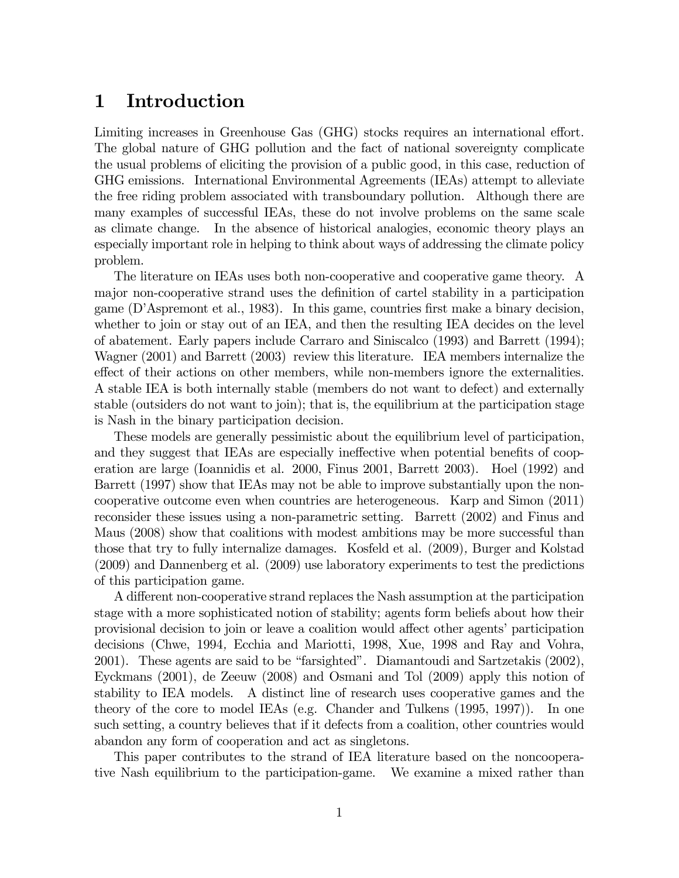# 1 Introduction

Limiting increases in Greenhouse Gas (GHG) stocks requires an international effort. The global nature of GHG pollution and the fact of national sovereignty complicate the usual problems of eliciting the provision of a public good, in this case, reduction of GHG emissions. International Environmental Agreements (IEAs) attempt to alleviate the free riding problem associated with transboundary pollution. Although there are many examples of successful IEAs, these do not involve problems on the same scale as climate change. In the absence of historical analogies, economic theory plays an especially important role in helping to think about ways of addressing the climate policy problem.

The literature on IEAs uses both non-cooperative and cooperative game theory. A major non-cooperative strand uses the definition of cartel stability in a participation game (D'Aspremont et al., 1983). In this game, countries first make a binary decision, whether to join or stay out of an IEA, and then the resulting IEA decides on the level of abatement. Early papers include Carraro and Siniscalco (1993) and Barrett (1994); Wagner (2001) and Barrett (2003) review this literature. IEA members internalize the effect of their actions on other members, while non-members ignore the externalities. A stable IEA is both internally stable (members do not want to defect) and externally stable (outsiders do not want to join); that is, the equilibrium at the participation stage is Nash in the binary participation decision.

These models are generally pessimistic about the equilibrium level of participation, and they suggest that IEAs are especially ineffective when potential benefits of cooperation are large (Ioannidis et al. 2000, Finus 2001, Barrett 2003). Hoel (1992) and Barrett (1997) show that IEAs may not be able to improve substantially upon the non-cooperative outcome even when countries are heterogeneous. Karp and Simon (2011) reconsider these issues using a non-parametric setting. Barrett (2002) and Finus and Maus (2008) show that coalitions with modest ambitions may be more successful than those that try to fully internalize damages. Kosfeld et al. (2009), Burger and Kolstad (2009) and Dannenberg et al. (2009) use laboratory experiments to test the predictions of this participation game.

A different non-cooperative strand replaces the Nash assumption at the participation stage with a more sophisticated notion of stability; agents form beliefs about how their provisional decision to join or leave a coalition would affect other agents' participation decisions (Chwe, 1994, Ecchia and Mariotti, 1998, Xue, 1998 and Ray and Vohra, 2001). These agents are said to be "farsighted". Diamantoudi and Sartzetakis (2002), Eyckmans (2001), de Zeeuw (2008) and Osmani and Tol (2009) apply this notion of stability to IEA models. A distinct line of research uses cooperative games and the theory of the core to model IEAs (e.g. Chander and Tulkens (1995, 1997)). In one such setting, a country believes that if it defects from a coalition, other countries would abandon any form of cooperation and act as singletons.

This paper contributes to the strand of IEA literature based on the noncooperative Nash equilibrium to the participation-game. We examine a mixed rather than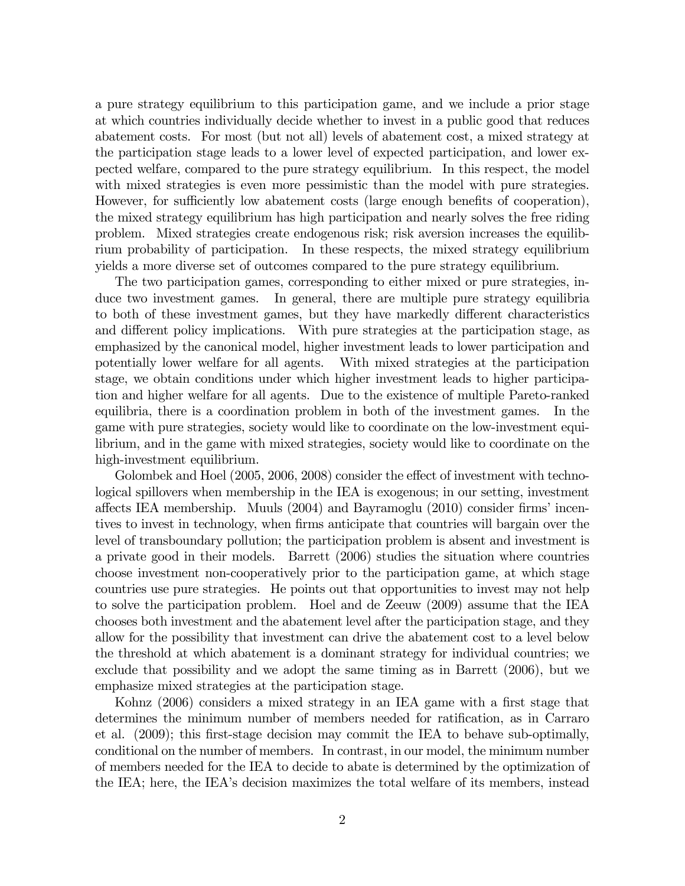a pure strategy equilibrium to this participation game, and we include a prior stage at which countries individually decide whether to invest in a public good that reduces abatement costs. For most (but not all) levels of abatement cost, a mixed strategy at the participation stage leads to a lower level of expected participation, and lower expected welfare, compared to the pure strategy equilibrium. In this respect, the model with mixed strategies is even more pessimistic than the model with pure strategies. However, for sufficiently low abatement costs (large enough benefits of cooperation), the mixed strategy equilibrium has high participation and nearly solves the free riding problem. Mixed strategies create endogenous risk; risk aversion increases the equilibrium probability of participation. In these respects, the mixed strategy equilibrium yields a more diverse set of outcomes compared to the pure strategy equilibrium.

The two participation games, corresponding to either mixed or pure strategies, induce two investment games. In general, there are multiple pure strategy equilibria to both of these investment games, but they have markedly different characteristics and different policy implications. With pure strategies at the participation stage, as emphasized by the canonical model, higher investment leads to lower participation and potentially lower welfare for all agents. With mixed strategies at the participation stage, we obtain conditions under which higher investment leads to higher participation and higher welfare for all agents. Due to the existence of multiple Pareto-ranked equilibria, there is a coordination problem in both of the investment games. In the game with pure strategies, society would like to coordinate on the low-investment equilibrium, and in the game with mixed strategies, society would like to coordinate on the high-investment equilibrium.

Golombek and Hoel (2005, 2006, 2008) consider the effect of investment with technological spillovers when membership in the IEA is exogenous; in our setting, investment affects IEA membership. Muuls (2004) and Bayramoglu (2010) consider firms' incentives to invest in technology, when firms anticipate that countries will bargain over the level of transboundary pollution; the participation problem is absent and investment is a private good in their models. Barrett (2006) studies the situation where countries choose investment non-cooperatively prior to the participation game, at which stage countries use pure strategies. He points out that opportunities to invest may not help to solve the participation problem. Hoel and de Zeeuw (2009) assume that the IEA chooses both investment and the abatement level after the participation stage, and they allow for the possibility that investment can drive the abatement cost to a level below the threshold at which abatement is a dominant strategy for individual countries; we exclude that possibility and we adopt the same timing as in Barrett (2006), but we emphasize mixed strategies at the participation stage.

Kohnz (2006) considers a mixed strategy in an IEA game with a first stage that determines the minimum number of members needed for ratification, as in Carraro et al. (2009); this first-stage decision may commit the IEA to behave sub-optimally, conditional on the number of members. In contrast, in our model, the minimum number of members needed for the IEA to decide to abate is determined by the optimization of the IEA; here, the IEA's decision maximizes the total welfare of its members, instead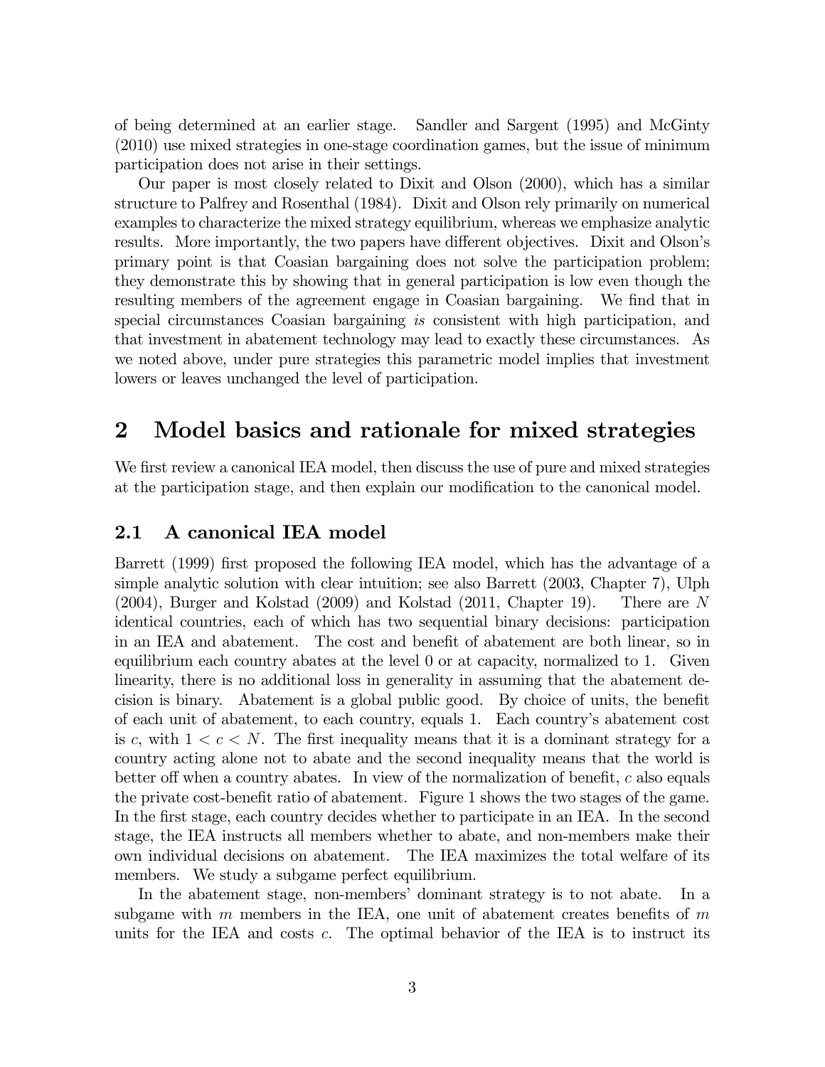of being determined at an earlier stage. Sandler and Sargent (1995) and McGinty (2010) use mixed strategies in one-stage coordination games, but the issue of minimum participation does not arise in their settings.

Our paper is most closely related to Dixit and Olson (2000), which has a similar structure to Palfrey and Rosenthal (1984). Dixit and Olson rely primarily on numerical examples to characterize the mixed strategy equilibrium, whereas we emphasize analytic results. More importantly, the two papers have different objectives. Dixit and Olson's primary point is that Coasian bargaining does not solve the participation problem; they demonstrate this by showing that in general participation is low even though the resulting members of the agreement engage in Coasian bargaining. We find that in special circumstances Coasian bargaining *is* consistent with high participation, and that investment in abatement technology may lead to exactly these circumstances. As we noted above, under pure strategies this parametric model implies that investment lowers or leaves unchanged the level of participation.

# 2 Model basics and rationale for mixed strategies

We first review a canonical IEA model, then discuss the use of pure and mixed strategies at the participation stage, and then explain our modification to the canonical model.

## 2.1 A canonical IEA model

Barrett (1999) first proposed the following IEA model, which has the advantage of a simple analytic solution with clear intuition; see also Barrett (2003, Chapter 7), Ulph (2004), Burger and Kolstad (2009) and Kolstad (2011, Chapter 19). There are $N$ identical countries, each of which has two sequential binary decisions: participation in an IEA and abatement. The cost and benefit of abatement are both linear, so in equilibrium each country abates at the level 0 or at capacity, normalized to 1. Given linearity, there is no additional loss in generality in assuming that the abatement decision is binary. Abatement is a global public good. By choice of units, the benefit of each unit of abatement, to each country, equals 1. Each country's abatement cost is $c$, with $1 < c < N$. The first inequality means that it is a dominant strategy for a country acting alone not to abate and the second inequality means that the world is better off when a country abates. In view of the normalization of benefit, $c$ also equals the private cost-benefit ratio of abatement. Figure 1 shows the two stages of the game. In the first stage, each country decides whether to participate in an IEA. In the second stage, the IEA instructs all members whether to abate, and non-members make their own individual decisions on abatement. The IEA maximizes the total welfare of its members. We study a subgame perfect equilibrium.

In the abatement stage, non-members' dominant strategy is to not abate. In a subgame with $m$ members in the IEA, one unit of abatement creates benefits of $m$ units for the IEA and costs $c$. The optimal behavior of the IEA is to instruct its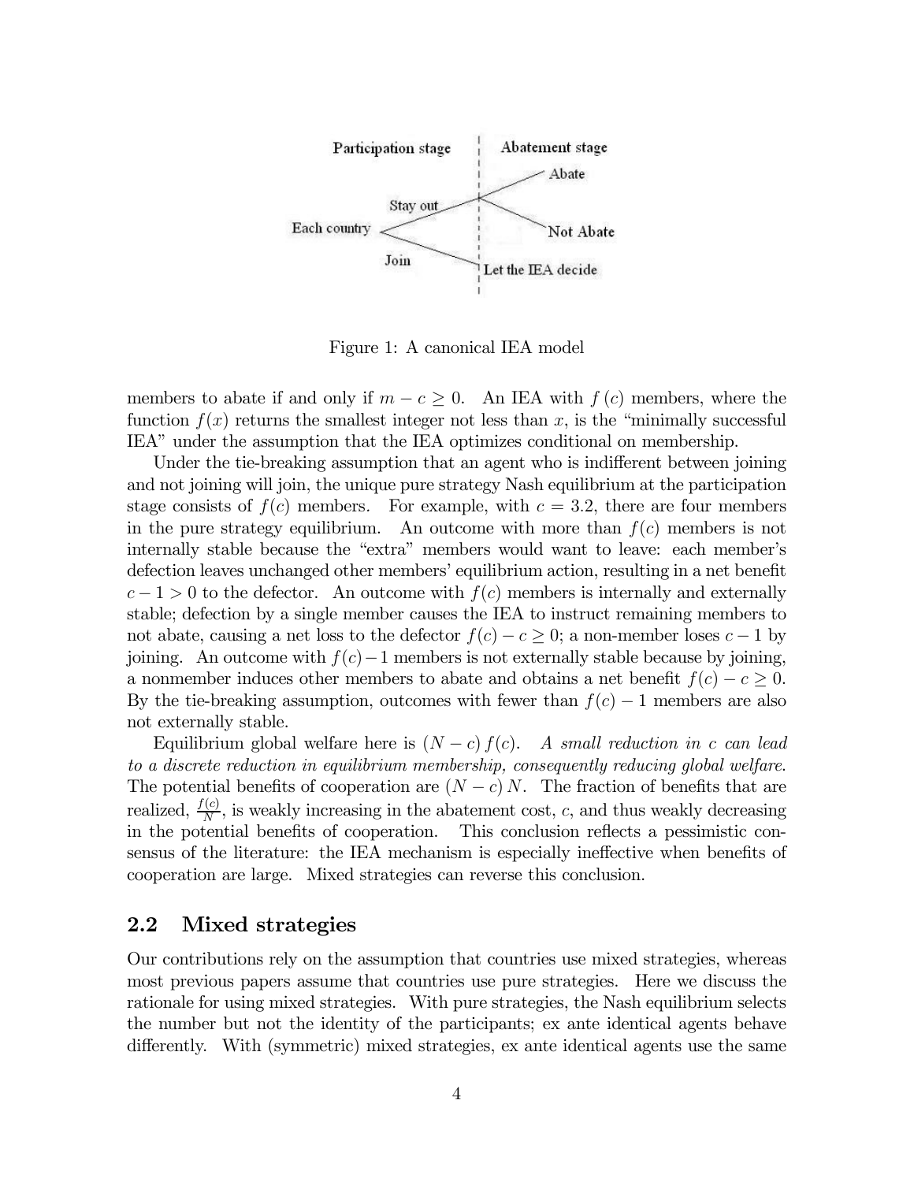Figure 1: A canonical IEA model

members to abate if and only if $m - c \geq 0$. An IEA with $f(c)$ members, where the function $f(x)$ returns the smallest integer not less than $x$, is the "minimally successful IEA" under the assumption that the IEA optimizes conditional on membership.

Under the tie-breaking assumption that an agent who is indifferent between joining and not joining will join, the unique pure strategy Nash equilibrium at the participation stage consists of $f(c)$ members. For example, with $c = 3.2$, there are four members in the pure strategy equilibrium. An outcome with more than $f(c)$ members is not internally stable because the "extra" members would want to leave: each member's defection leaves unchanged other members' equilibrium action, resulting in a net benefit $c - 1 > 0$ to the defector. An outcome with $f(c)$ members is internally and externally stable; defection by a single member causes the IEA to instruct remaining members to not abate, causing a net loss to the defector $f(c) - c \geq 0$; a non-member loses $c - 1$ by joining. An outcome with $f(c) - 1$ members is not externally stable because by joining, a nonmember induces other members to abate and obtains a net benefit $f(c) - c \geq 0$. By the tie-breaking assumption, outcomes with fewer than $f(c) - 1$ members are also not externally stable.

Equilibrium global welfare here is $(N - c) f(c)$. *A small reduction in $c$ can lead to a discrete reduction in equilibrium membership, consequently reducing global welfare.* The potential benefits of cooperation are $(N - c) N$. The fraction of benefits that are realized, $\frac{f(c)}{N}$, is weakly increasing in the abatement cost, $c$, and thus weakly decreasing in the potential benefits of cooperation. This conclusion reflects a pessimistic consensus of the literature: the IEA mechanism is especially ineffective when benefits of cooperation are large. Mixed strategies can reverse this conclusion.

## 2.2 Mixed strategies

Our contributions rely on the assumption that countries use mixed strategies, whereas most previous papers assume that countries use pure strategies. Here we discuss the rationale for using mixed strategies. With pure strategies, the Nash equilibrium selects the number but not the identity of the participants; ex ante identical agents behave differently. With (symmetric) mixed strategies, ex ante identical agents use the same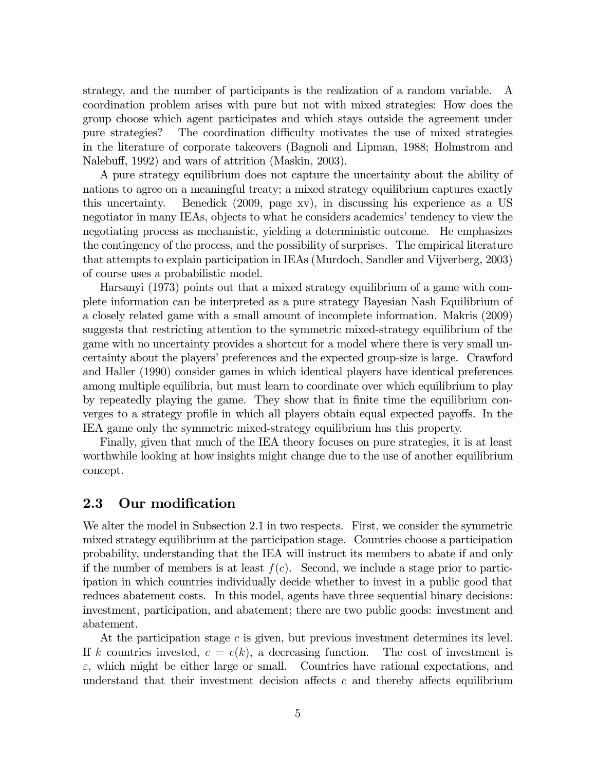strategy, and the number of participants is the realization of a random variable. A coordination problem arises with pure but not with mixed strategies: How does the group choose which agent participates and which stays outside the agreement under pure strategies? The coordination difficulty motivates the use of mixed strategies in the literature of corporate takeovers (Bagnoli and Lipman, 1988; Holmstrom and Nalebuff, 1992) and wars of attrition (Maskin, 2003).

A pure strategy equilibrium does not capture the uncertainty about the ability of nations to agree on a meaningful treaty; a mixed strategy equilibrium captures exactly this uncertainty. Benedick (2009, page xv), in discussing his experience as a US negotiator in many IEAs, objects to what he considers academics' tendency to view the negotiating process as mechanistic, yielding a deterministic outcome. He emphasizes the contingency of the process, and the possibility of surprises. The empirical literature that attempts to explain participation in IEAs (Murdoch, Sandler and Vijverberg, 2003) of course uses a probabilistic model.

Harsanyi (1973) points out that a mixed strategy equilibrium of a game with complete information can be interpreted as a pure strategy Bayesian Nash Equilibrium of a closely related game with a small amount of incomplete information. Makris (2009) suggests that restricting attention to the symmetric mixed-strategy equilibrium of the game with no uncertainty provides a shortcut for a model where there is very small uncertainty about the players' preferences and the expected group-size is large. Crawford and Haller (1990) consider games in which identical players have identical preferences among multiple equilibria, but must learn to coordinate over which equilibrium to play by repeatedly playing the game. They show that in finite time the equilibrium converges to a strategy profile in which all players obtain equal expected payoffs. In the IEA game only the symmetric mixed-strategy equilibrium has this property.

Finally, given that much of the IEA theory focuses on pure strategies, it is at least worthwhile looking at how insights might change due to the use of another equilibrium concept.

## 2.3 Our modification

We alter the model in Subsection 2.1 in two respects. First, we consider the symmetric mixed strategy equilibrium at the participation stage. Countries choose a participation probability, understanding that the IEA will instruct its members to abate if and only if the number of members is at least $f(c)$. Second, we include a stage prior to participation in which countries individually decide whether to invest in a public good that reduces abatement costs. In this model, agents have three sequential binary decisions: investment, participation, and abatement; there are two public goods: investment and abatement.

At the participation stage $c$ is given, but previous investment determines its level. If $k$ countries invested, $c = c(k)$, a decreasing function. The cost of investment is $\varepsilon$, which might be either large or small. Countries have rational expectations, and understand that their investment decision affects $c$ and thereby affects equilibrium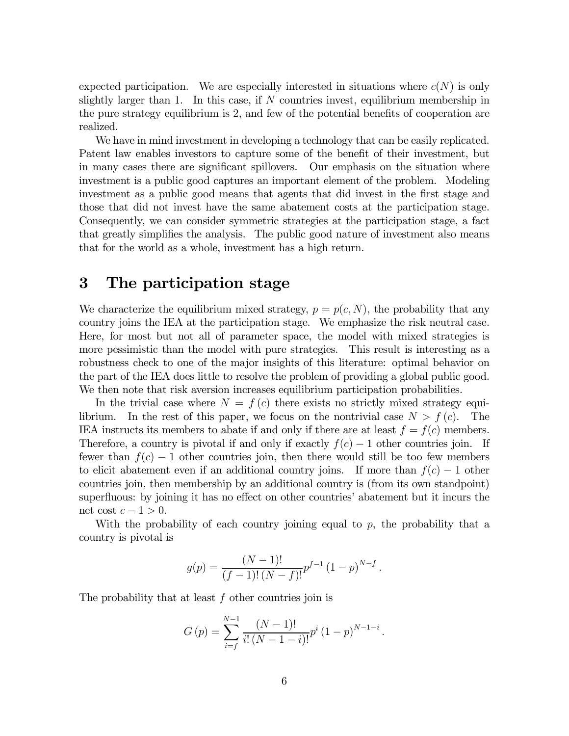expected participation. We are especially interested in situations where $c(N)$ is only slightly larger than 1. In this case, if $N$ countries invest, equilibrium membership in the pure strategy equilibrium is 2, and few of the potential benefits of cooperation are realized.

We have in mind investment in developing a technology that can be easily replicated. Patent law enables investors to capture some of the benefit of their investment, but in many cases there are significant spillovers. Our emphasis on the situation where investment is a public good captures an important element of the problem. Modeling investment as a public good means that agents that did invest in the first stage and those that did not invest have the same abatement costs at the participation stage. Consequently, we can consider symmetric strategies at the participation stage, a fact that greatly simplifies the analysis. The public good nature of investment also means that for the world as a whole, investment has a high return.

# 3 The participation stage

We characterize the equilibrium mixed strategy, $p = p(c, N)$, the probability that any country joins the IEA at the participation stage. We emphasize the risk neutral case. Here, for most but not all of parameter space, the model with mixed strategies is more pessimistic than the model with pure strategies. This result is interesting as a robustness check to one of the major insights of this literature: optimal behavior on the part of the IEA does little to resolve the problem of providing a global public good. We then note that risk aversion increases equilibrium participation probabilities.

In the trivial case where $N = f(c)$ there exists no strictly mixed strategy equilibrium. In the rest of this paper, we focus on the nontrivial case $N > f(c)$. The IEA instructs its members to abate if and only if there are at least $f = f(c)$ members. Therefore, a country is pivotal if and only if exactly $f(c) - 1$ other countries join. If fewer than $f(c) - 1$ other countries join, then there would still be too few members to elicit abatement even if an additional country joins. If more than $f(c) - 1$ other countries join, then membership by an additional country is (from its own standpoint) superfluous: by joining it has no effect on other countries' abatement but it incurs the net cost $c - 1 > 0$.

With the probability of each country joining equal to $p$, the probability that a country is pivotal is

$$g(p) = \frac{(N-1)!}{(f-1)!\,(N-f)!} p^{f-1} (1-p)^{N-f}.$$

The probability that at least $f$ other countries join is

$$G(p) = \sum_{i=f}^{N-1} \frac{(N-1)!}{i!\,(N-1-i)!} p^{i} (1-p)^{N-1-i}.$$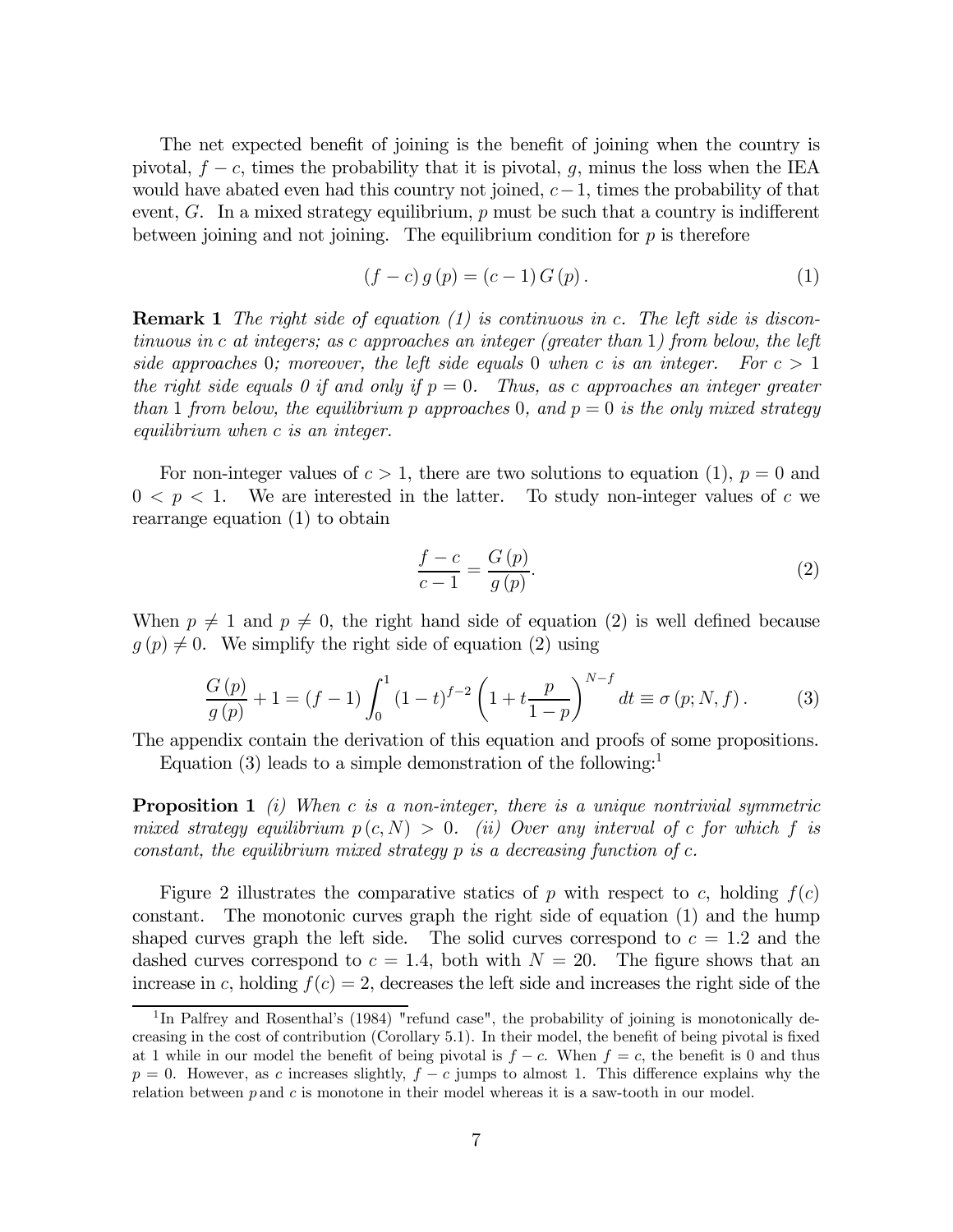The net expected benefit of joining is the benefit of joining when the country is pivotal, $f - c$, times the probability that it is pivotal, $g$, minus the loss when the IEA would have abated even had this country not joined, $c - 1$, times the probability of that event, $G$. In a mixed strategy equilibrium, $p$ must be such that a country is indifferent between joining and not joining. The equilibrium condition for $p$ is therefore

$$(f - c) g(p) = (c - 1) G(p). \tag{1}$$

**Remark 1** *The right side of equation (1) is continuous in $c$. The left side is discontinuous in $c$ at integers; as $c$ approaches an integer (greater than 1) from below, the left side approaches 0; moreover, the left side equals 0 when $c$ is an integer. For $c > 1$ the right side equals 0 if and only if $p = 0$. Thus, as $c$ approaches an integer greater than 1 from below, the equilibrium $p$ approaches 0, and $p = 0$ is the only mixed strategy equilibrium when $c$ is an integer.*

For non-integer values of $c > 1$, there are two solutions to equation (1), $p = 0$ and $0 < p < 1$. We are interested in the latter. To study non-integer values of $c$ we rearrange equation (1) to obtain

$$\frac{f - c}{c - 1} = \frac{G(p)}{g(p)}. \tag{2}$$

When $p \neq 1$ and $p \neq 0$, the right hand side of equation (2) is well defined because $g(p) \neq 0$. We simplify the right side of equation (2) using

$$\frac{G(p)}{g(p)} + 1 = (f - 1) \int_0^1 (1 - t)^{f-2} \left(1 + t\frac{p}{1 - p}\right)^{N-f} dt \equiv \sigma(p; N, f). \tag{3}$$

The appendix contain the derivation of this equation and proofs of some propositions.

Equation (3) leads to a simple demonstration of the following:[1]

**Proposition 1** *(i) When $c$ is a non-integer, there is a unique nontrivial symmetric mixed strategy equilibrium $p(c, N) > 0$. (ii) Over any interval of $c$ for which $f$ is constant, the equilibrium mixed strategy $p$ is a decreasing function of $c$.*

Figure 2 illustrates the comparative statics of $p$ with respect to $c$, holding $f(c)$ constant. The monotonic curves graph the right side of equation (1) and the hump shaped curves graph the left side. The solid curves correspond to $c = 1.2$ and the dashed curves correspond to $c = 1.4$, both with $N = 20$. The figure shows that an increase in $c$, holding $f(c) = 2$, decreases the left side and increases the right side of the

[1] In Palfrey and Rosenthal's (1984) "refund case", the probability of joining is monotonically decreasing in the cost of contribution (Corollary 5.1). In their model, the benefit of being pivotal is fixed at 1 while in our model the benefit of being pivotal is $f - c$. When $f = c$, the benefit is 0 and thus $p = 0$. However, as $c$ increases slightly, $f - c$ jumps to almost 1. This difference explains why the relation between $p$ and $c$ is monotone in their model whereas it is a saw-tooth in our model.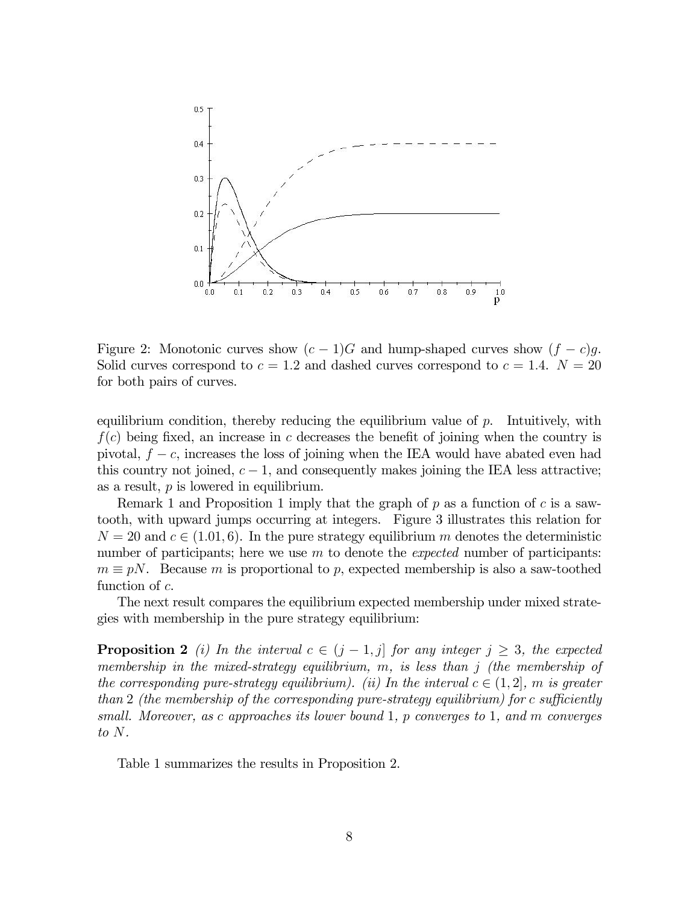Figure 2: Monotonic curves show $(c-1)G$ and hump-shaped curves show $(f-c)g$. Solid curves correspond to $c = 1.2$ and dashed curves correspond to $c = 1.4$. $N = 20$ for both pairs of curves.

equilibrium condition, thereby reducing the equilibrium value of $p$. Intuitively, with $f(c)$ being fixed, an increase in $c$ decreases the benefit of joining when the country is pivotal, $f - c$, increases the loss of joining when the IEA would have abated even had this country not joined, $c - 1$, and consequently makes joining the IEA less attractive; as a result, $p$ is lowered in equilibrium.

Remark 1 and Proposition 1 imply that the graph of $p$ as a function of $c$ is a saw-tooth, with upward jumps occurring at integers. Figure 3 illustrates this relation for $N = 20$ and $c \in (1.01, 6)$. In the pure strategy equilibrium $m$ denotes the deterministic number of participants; here we use $m$ to denote the *expected* number of participants: $m \equiv pN$. Because $m$ is proportional to $p$, expected membership is also a saw-toothed function of $c$.

The next result compares the equilibrium expected membership under mixed strategies with membership in the pure strategy equilibrium:

**Proposition 2** *(i) In the interval $c \in (j-1, j]$ for any integer $j \geq 3$, the expected membership in the mixed-strategy equilibrium, $m$, is less than $j$ (the membership of the corresponding pure-strategy equilibrium). (ii) In the interval $c \in (1, 2]$, $m$ is greater than 2 (the membership of the corresponding pure-strategy equilibrium) for $c$ sufficiently small. Moreover, as $c$ approaches its lower bound 1, $p$ converges to 1, and $m$ converges to $N$.*

Table 1 summarizes the results in Proposition 2.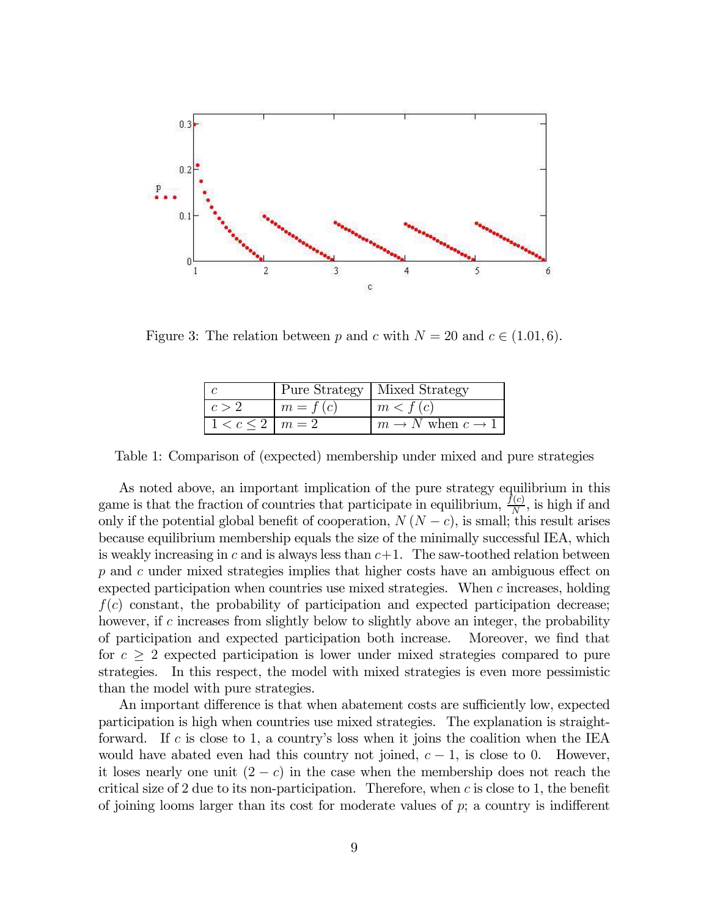Figure 3: The relation between $p$ and $c$ with $N = 20$ and $c \in (1.01, 6)$.

| $c$ | Pure Strategy | Mixed Strategy |
| --- | --- | --- |
| $c > 2$ | $m = f(c)$ | $m < f(c)$ |
| $1 < c \leq 2$ | $m = 2$ | $m \to N$ when $c \to 1$ |

Table 1: Comparison of (expected) membership under mixed and pure strategies

As noted above, an important implication of the pure strategy equilibrium in this game is that the fraction of countries that participate in equilibrium, $\frac{f(c)}{N}$, is high if and only if the potential global benefit of cooperation, $N(N-c)$, is small; this result arises because equilibrium membership equals the size of the minimally successful IEA, which is weakly increasing in $c$ and is always less than $c+1$. The saw-toothed relation between $p$ and $c$ under mixed strategies implies that higher costs have an ambiguous effect on expected participation when countries use mixed strategies. When $c$ increases, holding $f(c)$ constant, the probability of participation and expected participation decrease; however, if $c$ increases from slightly below to slightly above an integer, the probability of participation and expected participation both increase. Moreover, we find that for $c \geq 2$ expected participation is lower under mixed strategies compared to pure strategies. In this respect, the model with mixed strategies is even more pessimistic than the model with pure strategies.

An important difference is that when abatement costs are sufficiently low, expected participation is high when countries use mixed strategies. The explanation is straightforward. If $c$ is close to 1, a country's loss when it joins the coalition when the IEA would have abated even had this country not joined, $c-1$, is close to 0. However, it loses nearly one unit $(2-c)$ in the case when the membership does not reach the critical size of 2 due to its non-participation. Therefore, when $c$ is close to 1, the benefit of joining looms larger than its cost for moderate values of $p$; a country is indifferent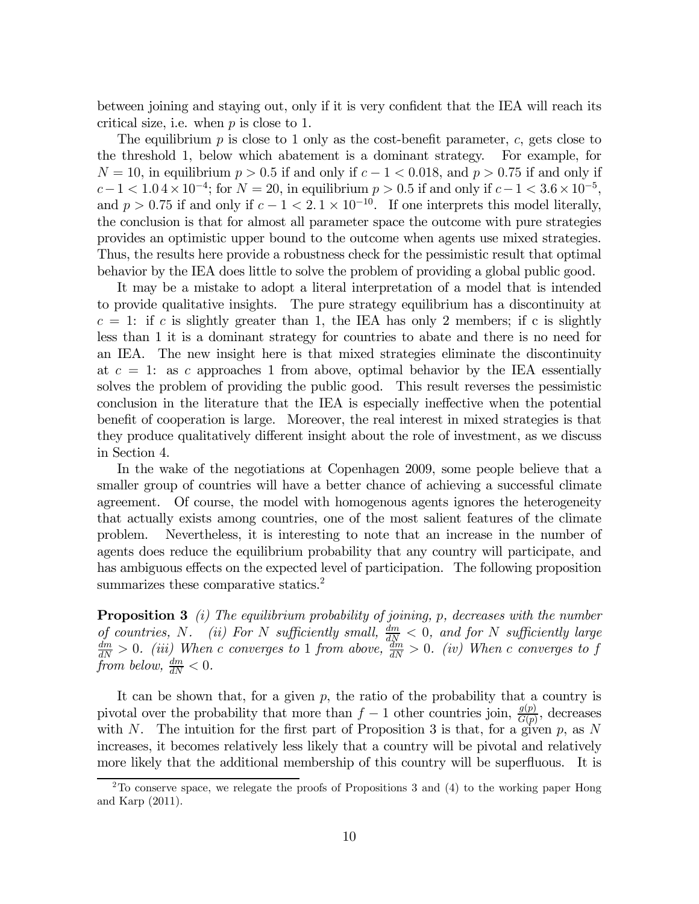between joining and staying out, only if it is very confident that the IEA will reach its critical size, i.e. when $p$ is close to 1.

The equilibrium $p$ is close to 1 only as the cost-benefit parameter, $c$, gets close to the threshold 1, below which abatement is a dominant strategy. For example, for $N = 10$, in equilibrium $p > 0.5$ if and only if $c - 1 < 0.018$, and $p > 0.75$ if and only if $c - 1 < 1.04 \times 10^{-4}$; for $N = 20$, in equilibrium $p > 0.5$ if and only if $c - 1 < 3.6 \times 10^{-5}$, and $p > 0.75$ if and only if $c - 1 < 2.1 \times 10^{-10}$. If one interprets this model literally, the conclusion is that for almost all parameter space the outcome with pure strategies provides an optimistic upper bound to the outcome when agents use mixed strategies. Thus, the results here provide a robustness check for the pessimistic result that optimal behavior by the IEA does little to solve the problem of providing a global public good.

It may be a mistake to adopt a literal interpretation of a model that is intended to provide qualitative insights. The pure strategy equilibrium has a discontinuity at $c = 1$: if $c$ is slightly greater than 1, the IEA has only 2 members; if c is slightly less than 1 it is a dominant strategy for countries to abate and there is no need for an IEA. The new insight here is that mixed strategies eliminate the discontinuity at $c = 1$: as $c$ approaches 1 from above, optimal behavior by the IEA essentially solves the problem of providing the public good. This result reverses the pessimistic conclusion in the literature that the IEA is especially ineffective when the potential benefit of cooperation is large. Moreover, the real interest in mixed strategies is that they produce qualitatively different insight about the role of investment, as we discuss in Section 4.

In the wake of the negotiations at Copenhagen 2009, some people believe that a smaller group of countries will have a better chance of achieving a successful climate agreement. Of course, the model with homogenous agents ignores the heterogeneity that actually exists among countries, one of the most salient features of the climate problem. Nevertheless, it is interesting to note that an increase in the number of agents does reduce the equilibrium probability that any country will participate, and has ambiguous effects on the expected level of participation. The following proposition summarizes these comparative statics.[2]

**Proposition 3** *(i) The equilibrium probability of joining, $p$, decreases with the number of countries, $N$. (ii) For $N$ sufficiently small, $\frac{dm}{dN} < 0$, and for $N$ sufficiently large $\frac{dm}{dN} > 0$. (iii) When $c$ converges to 1 from above, $\frac{dm}{dN} > 0$. (iv) When $c$ converges to $f$ from below, $\frac{dm}{dN} < 0$.*

It can be shown that, for a given $p$, the ratio of the probability that a country is pivotal over the probability that more than $f - 1$ other countries join, $\frac{g(p)}{G(p)}$, decreases with $N$. The intuition for the first part of Proposition 3 is that, for a given $p$, as $N$ increases, it becomes relatively less likely that a country will be pivotal and relatively more likely that the additional membership of this country will be superfluous. It is

[2] To conserve space, we relegate the proofs of Propositions 3 and (4) to the working paper Hong and Karp (2011).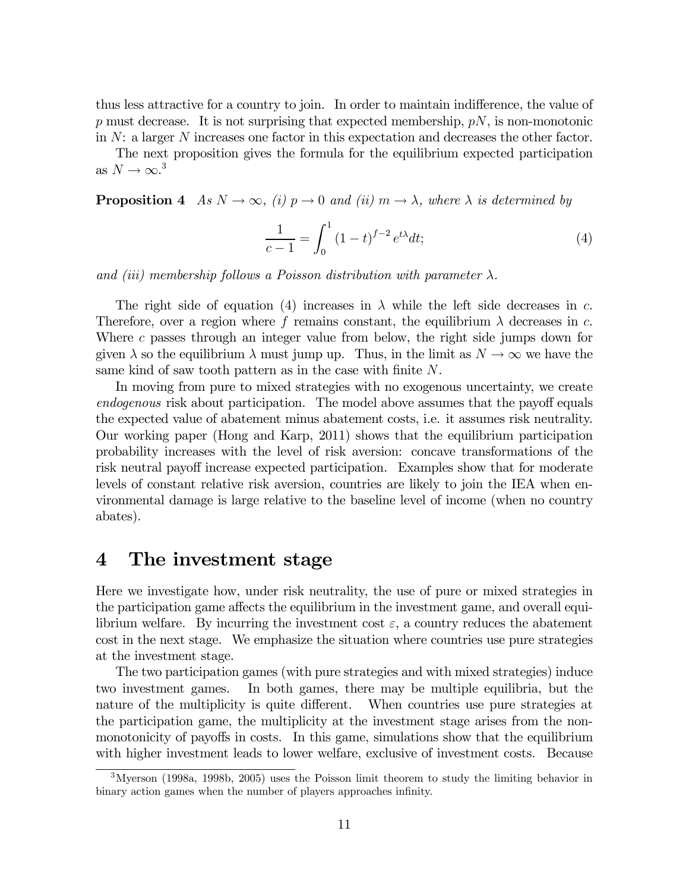thus less attractive for a country to join. In order to maintain indifference, the value of $p$ must decrease. It is not surprising that expected membership, $pN$, is non-monotonic in $N$: a larger $N$ increases one factor in this expectation and decreases the other factor.

The next proposition gives the formula for the equilibrium expected participation as $N \to \infty$.[3]

**Proposition 4** *As $N \to \infty$, (i) $p \to 0$ and (ii) $m \to \lambda$, where $\lambda$ is determined by*

$$\frac{1}{c-1} = \int_0^1 (1-t)^{f-2} e^{t\lambda} dt; \tag{4}$$

*and (iii) membership follows a Poisson distribution with parameter $\lambda$.*

The right side of equation (4) increases in $\lambda$ while the left side decreases in $c$. Therefore, over a region where $f$ remains constant, the equilibrium $\lambda$ decreases in $c$. Where $c$ passes through an integer value from below, the right side jumps down for given $\lambda$ so the equilibrium $\lambda$ must jump up. Thus, in the limit as $N \to \infty$ we have the same kind of saw tooth pattern as in the case with finite $N$.

In moving from pure to mixed strategies with no exogenous uncertainty, we create *endogenous* risk about participation. The model above assumes that the payoff equals the expected value of abatement minus abatement costs, i.e. it assumes risk neutrality. Our working paper (Hong and Karp, 2011) shows that the equilibrium participation probability increases with the level of risk aversion: concave transformations of the risk neutral payoff increase expected participation. Examples show that for moderate levels of constant relative risk aversion, countries are likely to join the IEA when environmental damage is large relative to the baseline level of income (when no country abates).

# 4 The investment stage

Here we investigate how, under risk neutrality, the use of pure or mixed strategies in the participation game affects the equilibrium in the investment game, and overall equilibrium welfare. By incurring the investment cost $\varepsilon$, a country reduces the abatement cost in the next stage. We emphasize the situation where countries use pure strategies at the investment stage.

The two participation games (with pure strategies and with mixed strategies) induce two investment games. In both games, there may be multiple equilibria, but the nature of the multiplicity is quite different. When countries use pure strategies at the participation game, the multiplicity at the investment stage arises from the non-monotonicity of payoffs in costs. In this game, simulations show that the equilibrium with higher investment leads to lower welfare, exclusive of investment costs. Because

[3] Myerson (1998a, 1998b, 2005) uses the Poisson limit theorem to study the limiting behavior in binary action games when the number of players approaches infinity.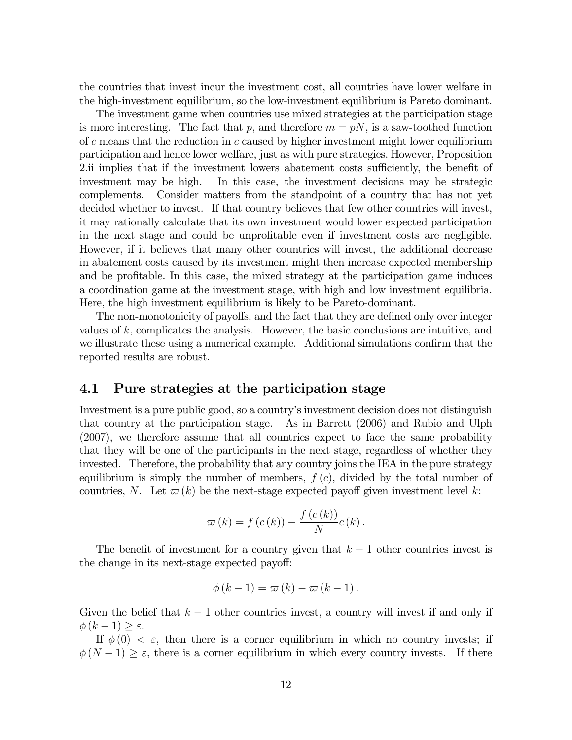the countries that invest incur the investment cost, all countries have lower welfare in the high-investment equilibrium, so the low-investment equilibrium is Pareto dominant.

The investment game when countries use mixed strategies at the participation stage is more interesting. The fact that $p$, and therefore $m = pN$, is a saw-toothed function of $c$ means that the reduction in $c$ caused by higher investment might lower equilibrium participation and hence lower welfare, just as with pure strategies. However, Proposition 2.ii implies that if the investment lowers abatement costs sufficiently, the benefit of investment may be high. In this case, the investment decisions may be strategic complements. Consider matters from the standpoint of a country that has not yet decided whether to invest. If that country believes that few other countries will invest, it may rationally calculate that its own investment would lower expected participation in the next stage and could be unprofitable even if investment costs are negligible. However, if it believes that many other countries will invest, the additional decrease in abatement costs caused by its investment might then increase expected membership and be profitable. In this case, the mixed strategy at the participation game induces a coordination game at the investment stage, with high and low investment equilibria. Here, the high investment equilibrium is likely to be Pareto-dominant.

The non-monotonicity of payoffs, and the fact that they are defined only over integer values of $k$, complicates the analysis. However, the basic conclusions are intuitive, and we illustrate these using a numerical example. Additional simulations confirm that the reported results are robust.

## 4.1 Pure strategies at the participation stage

Investment is a pure public good, so a country's investment decision does not distinguish that country at the participation stage. As in Barrett (2006) and Rubio and Ulph (2007), we therefore assume that all countries expect to face the same probability that they will be one of the participants in the next stage, regardless of whether they invested. Therefore, the probability that any country joins the IEA in the pure strategy equilibrium is simply the number of members, $f(c)$, divided by the total number of countries, $N$. Let $\varpi(k)$ be the next-stage expected payoff given investment level $k$:

$$\varpi(k) = f(c(k)) - \frac{f(c(k))}{N} c(k).$$

The benefit of investment for a country given that $k-1$ other countries invest is the change in its next-stage expected payoff:

$$\phi(k-1) = \varpi(k) - \varpi(k-1).$$

Given the belief that $k-1$ other countries invest, a country will invest if and only if $\phi(k-1) \geq \varepsilon$.

If $\phi(0) < \varepsilon$, then there is a corner equilibrium in which no country invests; if $\phi(N-1) \geq \varepsilon$, there is a corner equilibrium in which every country invests. If there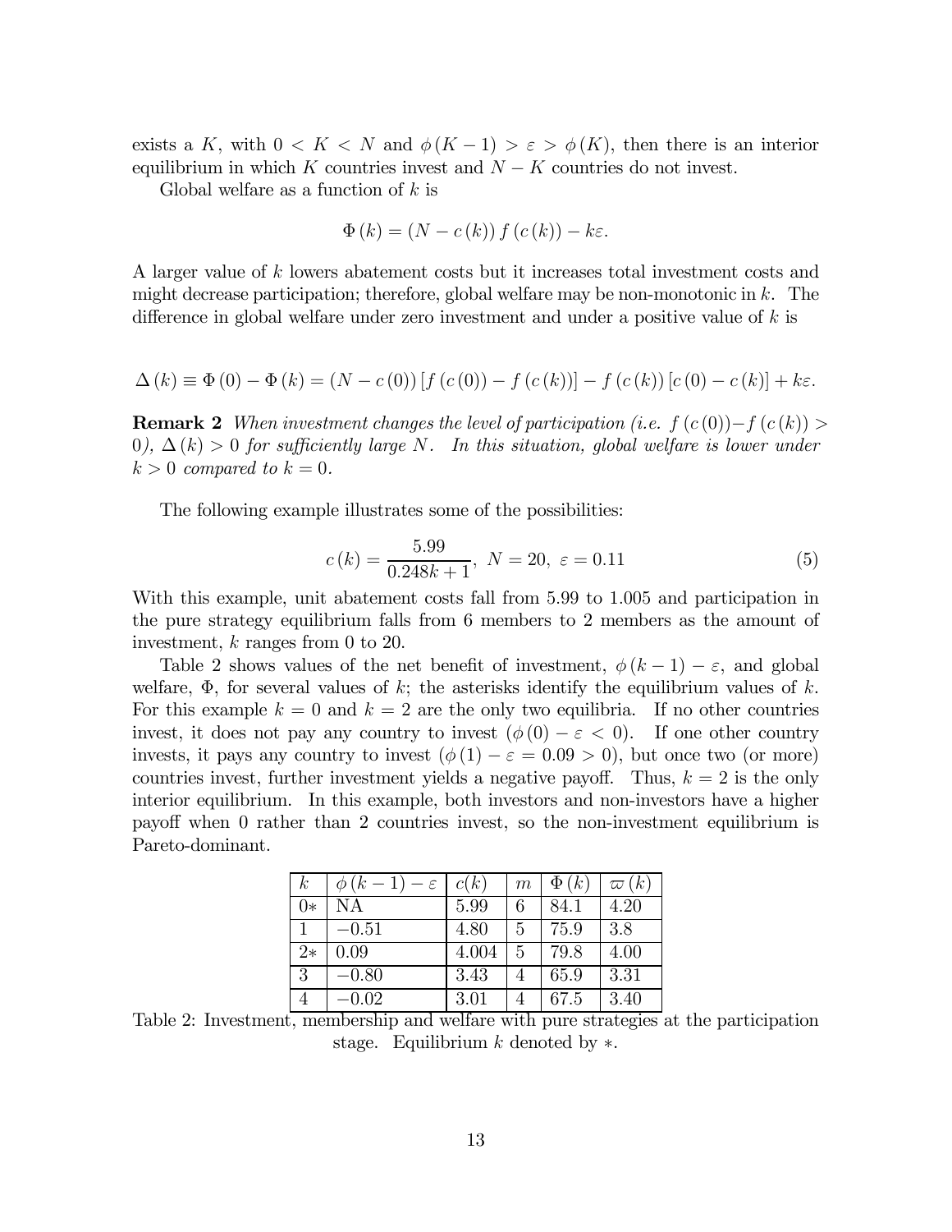exists a $K$, with $0 < K < N$ and $\phi(K-1) > \varepsilon > \phi(K)$, then there is an interior equilibrium in which $K$ countries invest and $N - K$ countries do not invest.

Global welfare as a function of $k$ is

$$\Phi(k) = (N - c(k)) f(c(k)) - k\varepsilon.$$

A larger value of $k$ lowers abatement costs but it increases total investment costs and might decrease participation; therefore, global welfare may be non-monotonic in $k$. The difference in global welfare under zero investment and under a positive value of $k$ is

$$\Delta(k) \equiv \Phi(0) - \Phi(k) = (N - c(0)) [f(c(0)) - f(c(k))] - f(c(k)) [c(0) - c(k)] + k\varepsilon.$$

**Remark 2** *When investment changes the level of participation (i.e. $f(c(0)) - f(c(k)) > 0$), $\Delta(k) > 0$ for sufficiently large $N$. In this situation, global welfare is lower under $k > 0$ compared to $k = 0$.*

The following example illustrates some of the possibilities:

$$c(k) = \frac{5.99}{0.248k + 1}, \; N = 20, \; \varepsilon = 0.11 \tag{5}$$

With this example, unit abatement costs fall from 5.99 to 1.005 and participation in the pure strategy equilibrium falls from 6 members to 2 members as the amount of investment, $k$ ranges from 0 to 20.

Table 2 shows values of the net benefit of investment, $\phi(k-1) - \varepsilon$, and global welfare, $\Phi$, for several values of $k$; the asterisks identify the equilibrium values of $k$. For this example $k = 0$ and $k = 2$ are the only two equilibria. If no other countries invest, it does not pay any country to invest ($\phi(0) - \varepsilon < 0$). If one other country invests, it pays any country to invest ($\phi(1) - \varepsilon = 0.09 > 0$), but once two (or more) countries invest, further investment yields a negative payoff. Thus, $k = 2$ is the only interior equilibrium. In this example, both investors and non-investors have a higher payoff when 0 rather than 2 countries invest, so the non-investment equilibrium is Pareto-dominant.

| $k$ | $\phi(k-1) - \varepsilon$ | $c(k)$ | $m$ | $\Phi(k)$ | $\varpi(k)$ |
|---|---|---|---|---|---|
| 0∗ | NA | 5.99 | 6 | 84.1 | 4.20 |
| 1 | $-0.51$ | 4.80 | 5 | 75.9 | 3.8 |
| 2∗ | 0.09 | 4.004 | 5 | 79.8 | 4.00 |
| 3 | $-0.80$ | 3.43 | 4 | 65.9 | 3.31 |
| 4 | $-0.02$ | 3.01 | 4 | 67.5 | 3.40 |

Table 2: Investment, membership and welfare with pure strategies at the participation stage. Equilibrium $k$ denoted by $*$.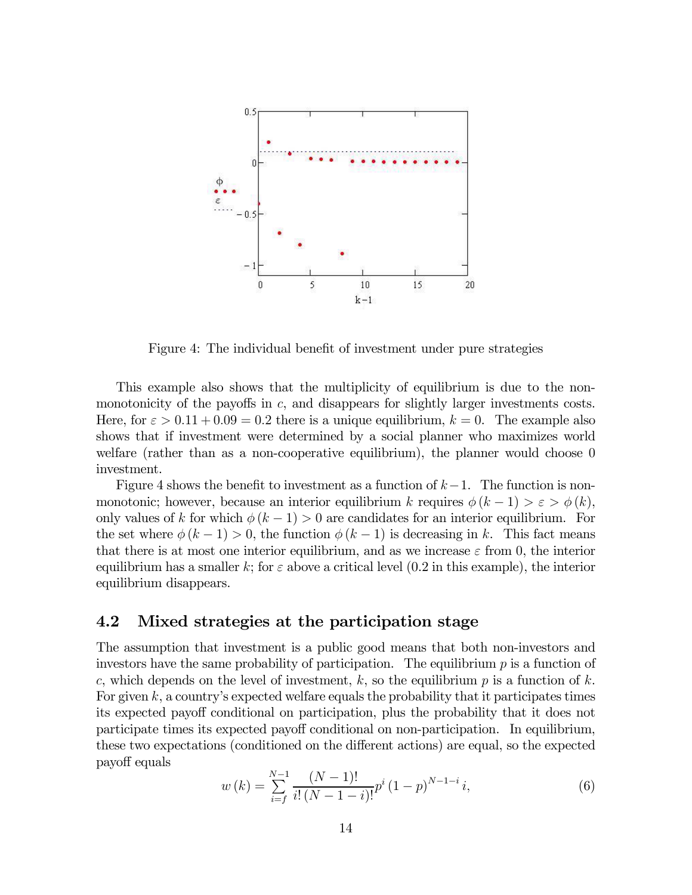Figure 4: The individual benefit of investment under pure strategies

This example also shows that the multiplicity of equilibrium is due to the non-monotonicity of the payoffs in $c$, and disappears for slightly larger investments costs. Here, for $\varepsilon > 0.11 + 0.09 = 0.2$ there is a unique equilibrium, $k = 0$. The example also shows that if investment were determined by a social planner who maximizes world welfare (rather than as a non-cooperative equilibrium), the planner would choose 0 investment.

Figure 4 shows the benefit to investment as a function of $k - 1$. The function is non-monotonic; however, because an interior equilibrium $k$ requires $\phi(k-1) > \varepsilon > \phi(k)$, only values of $k$ for which $\phi(k-1) > 0$ are candidates for an interior equilibrium. For the set where $\phi(k-1) > 0$, the function $\phi(k-1)$ is decreasing in $k$. This fact means that there is at most one interior equilibrium, and as we increase $\varepsilon$ from 0, the interior equilibrium has a smaller $k$; for $\varepsilon$ above a critical level (0.2 in this example), the interior equilibrium disappears.

## 4.2 Mixed strategies at the participation stage

The assumption that investment is a public good means that both non-investors and investors have the same probability of participation. The equilibrium $p$ is a function of $c$, which depends on the level of investment, $k$, so the equilibrium $p$ is a function of $k$. For given $k$, a country's expected welfare equals the probability that it participates times its expected payoff conditional on participation, plus the probability that it does not participate times its expected payoff conditional on non-participation. In equilibrium, these two expectations (conditioned on the different actions) are equal, so the expected payoff equals

$$w(k) = \sum_{i=f}^{N-1} \frac{(N-1)!}{i!\,(N-1-i)!} p^i (1-p)^{N-1-i}\, i, \tag{6}$$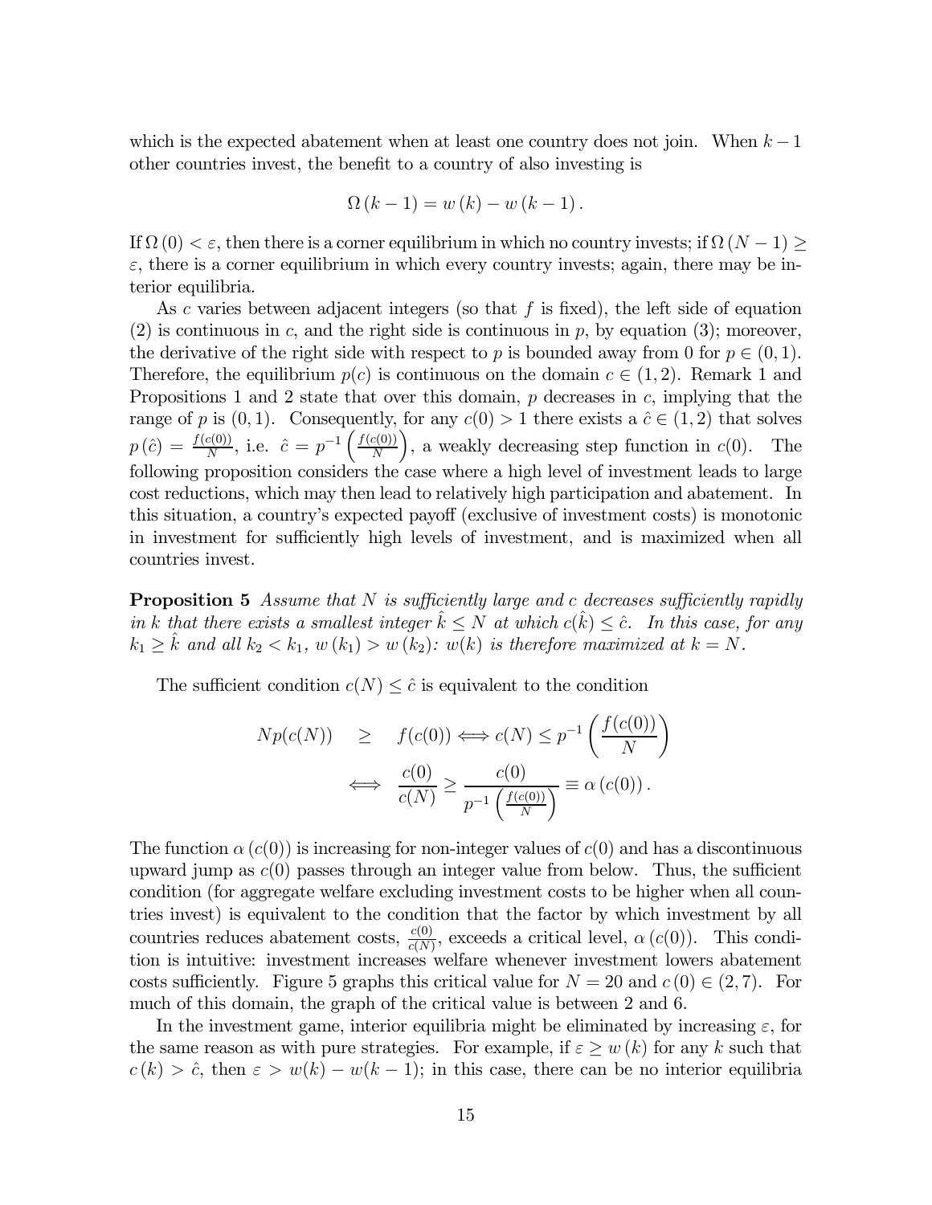which is the expected abatement when at least one country does not join. When $k-1$ other countries invest, the benefit to a country of also investing is

$$\Omega(k-1) = w(k) - w(k-1).$$

If $\Omega(0) < \varepsilon$, then there is a corner equilibrium in which no country invests; if $\Omega(N-1) \geq \varepsilon$, there is a corner equilibrium in which every country invests; again, there may be interior equilibria.

As $c$ varies between adjacent integers (so that $f$ is fixed), the left side of equation (2) is continuous in $c$, and the right side is continuous in $p$, by equation (3); moreover, the derivative of the right side with respect to $p$ is bounded away from 0 for $p \in (0,1)$. Therefore, the equilibrium $p(c)$ is continuous on the domain $c \in (1,2)$. Remark 1 and Propositions 1 and 2 state that over this domain, $p$ decreases in $c$, implying that the range of $p$ is $(0,1)$. Consequently, for any $c(0) > 1$ there exists a $\hat{c} \in (1,2)$ that solves $p(\hat{c}) = \frac{f(c(0))}{N}$, i.e. $\hat{c} = p^{-1}\left(\frac{f(c(0))}{N}\right)$, a weakly decreasing step function in $c(0)$. The following proposition considers the case where a high level of investment leads to large cost reductions, which may then lead to relatively high participation and abatement. In this situation, a country's expected payoff (exclusive of investment costs) is monotonic in investment for sufficiently high levels of investment, and is maximized when all countries invest.

**Proposition 5** *Assume that $N$ is sufficiently large and $c$ decreases sufficiently rapidly in $k$ that there exists a smallest integer $\hat{k} \leq N$ at which $c(\hat{k}) \leq \hat{c}$. In this case, for any $k_1 \geq \hat{k}$ and all $k_2 < k_1$, $w(k_1) > w(k_2)$: $w(k)$ is therefore maximized at $k = N$.*

The sufficient condition $c(N) \leq \hat{c}$ is equivalent to the condition

$$\begin{aligned} Np(c(N)) \quad &\geq \quad f(c(0)) \Longleftrightarrow c(N) \leq p^{-1}\left(\frac{f(c(0))}{N}\right) \\ &\Longleftrightarrow \quad \frac{c(0)}{c(N)} \geq \frac{c(0)}{p^{-1}\left(\frac{f(c(0))}{N}\right)} \equiv \alpha(c(0)). \end{aligned}$$

The function $\alpha(c(0))$ is increasing for non-integer values of $c(0)$ and has a discontinuous upward jump as $c(0)$ passes through an integer value from below. Thus, the sufficient condition (for aggregate welfare excluding investment costs to be higher when all countries invest) is equivalent to the condition that the factor by which investment by all countries reduces abatement costs, $\frac{c(0)}{c(N)}$, exceeds a critical level, $\alpha(c(0))$. This condition is intuitive: investment increases welfare whenever investment lowers abatement costs sufficiently. Figure 5 graphs this critical value for $N = 20$ and $c(0) \in (2,7)$. For much of this domain, the graph of the critical value is between 2 and 6.

In the investment game, interior equilibria might be eliminated by increasing $\varepsilon$, for the same reason as with pure strategies. For example, if $\varepsilon \geq w(k)$ for any $k$ such that $c(k) > \hat{c}$, then $\varepsilon > w(k) - w(k-1)$; in this case, there can be no interior equilibria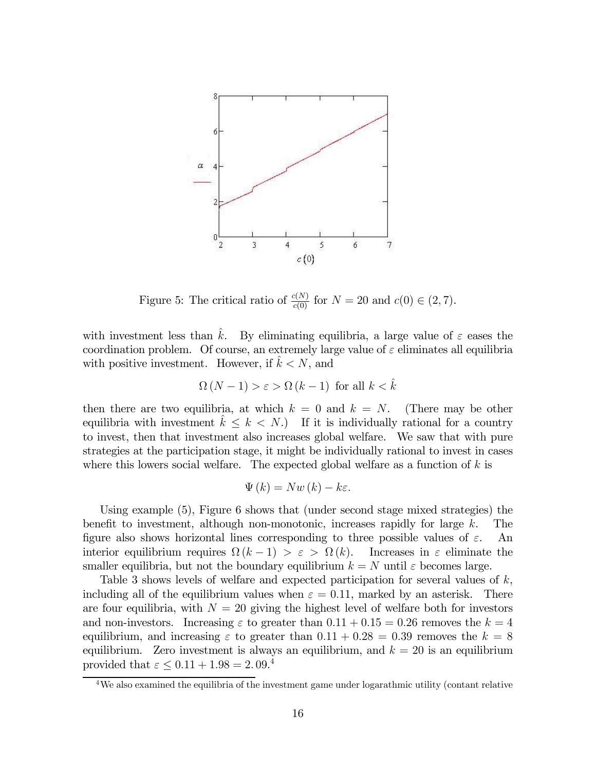Figure 5: The critical ratio of $\frac{c(N)}{c(0)}$ for $N = 20$ and $c(0) \in (2, 7)$.

with investment less than $\hat{k}$. By eliminating equilibria, a large value of $\varepsilon$ eases the coordination problem. Of course, an extremely large value of $\varepsilon$ eliminates all equilibria with positive investment. However, if $\hat{k} < N$, and

$$\Omega(N-1) > \varepsilon > \Omega(k-1) \text{ for all } k < \hat{k}$$

then there are two equilibria, at which $k = 0$ and $k = N$. (There may be other equilibria with investment $\hat{k} \leq k < N$.) If it is individually rational for a country to invest, then that investment also increases global welfare. We saw that with pure strategies at the participation stage, it might be individually rational to invest in cases where this lowers social welfare. The expected global welfare as a function of $k$ is

$$\Psi(k) = Nw(k) - k\varepsilon.$$

Using example (5), Figure 6 shows that (under second stage mixed strategies) the benefit to investment, although non-monotonic, increases rapidly for large $k$. The figure also shows horizontal lines corresponding to three possible values of $\varepsilon$. An interior equilibrium requires $\Omega(k-1) > \varepsilon > \Omega(k)$. Increases in $\varepsilon$ eliminate the smaller equilibria, but not the boundary equilibrium $k = N$ until $\varepsilon$ becomes large.

Table 3 shows levels of welfare and expected participation for several values of $k$, including all of the equilibrium values when $\varepsilon = 0.11$, marked by an asterisk. There are four equilibria, with $N = 20$ giving the highest level of welfare both for investors and non-investors. Increasing $\varepsilon$ to greater than $0.11 + 0.15 = 0.26$ removes the $k = 4$ equilibrium, and increasing $\varepsilon$ to greater than $0.11 + 0.28 = 0.39$ removes the $k = 8$ equilibrium. Zero investment is always an equilibrium, and $k = 20$ is an equilibrium provided that $\varepsilon \leq 0.11 + 1.98 = 2.09$.[4]

[4] We also examined the equilibria of the investment game under logarithmic utility (contant relative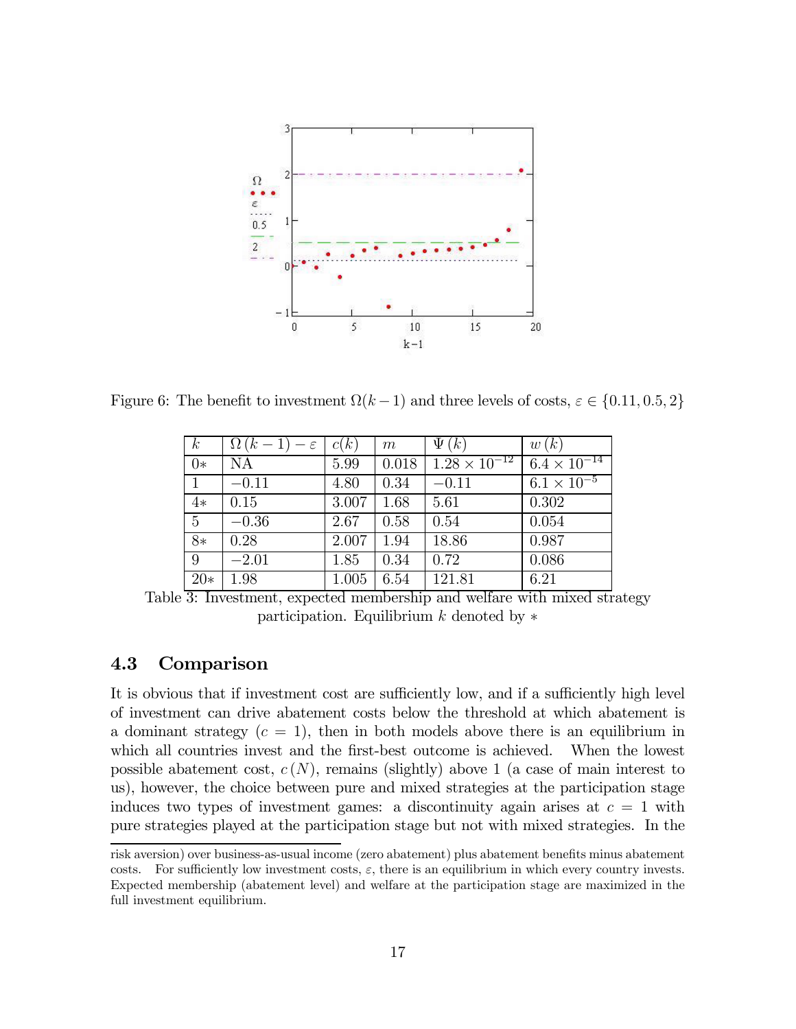Figure 6: The benefit to investment $\Omega(k-1)$ and three levels of costs, $\varepsilon \in \{0.11, 0.5, 2\}$

| $k$ | $\Omega(k-1) - \varepsilon$ | $c(k)$ | $m$ | $\Psi(k)$ | $w(k)$ |
|---|---|---|---|---|---|
| 0* | NA | 5.99 | 0.018 | $1.28 \times 10^{-12}$ | $6.4 \times 10^{-14}$ |
| 1 | $-0.11$ | 4.80 | 0.34 | $-0.11$ | $6.1 \times 10^{-5}$ |
| 4* | 0.15 | 3.007 | 1.68 | 5.61 | 0.302 |
| 5 | $-0.36$ | 2.67 | 0.58 | 0.54 | 0.054 |
| 8* | 0.28 | 2.007 | 1.94 | 18.86 | 0.987 |
| 9 | $-2.01$ | 1.85 | 0.34 | 0.72 | 0.086 |
| 20* | 1.98 | 1.005 | 6.54 | 121.81 | 6.21 |

Table 3: Investment, expected membership and welfare with mixed strategy participation. Equilibrium $k$ denoted by $*$

### 4.3 Comparison

It is obvious that if investment cost are sufficiently low, and if a sufficiently high level of investment can drive abatement costs below the threshold at which abatement is a dominant strategy ($c = 1$), then in both models above there is an equilibrium in which all countries invest and the first-best outcome is achieved. When the lowest possible abatement cost, $c(N)$, remains (slightly) above 1 (a case of main interest to us), however, the choice between pure and mixed strategies at the participation stage induces two types of investment games: a discontinuity again arises at $c = 1$ with pure strategies played at the participation stage but not with mixed strategies. In the

risk aversion) over business-as-usual income (zero abatement) plus abatement benefits minus abatement costs. For sufficiently low investment costs, $\varepsilon$, there is an equilibrium in which every country invests. Expected membership (abatement level) and welfare at the participation stage are maximized in the full investment equilibrium.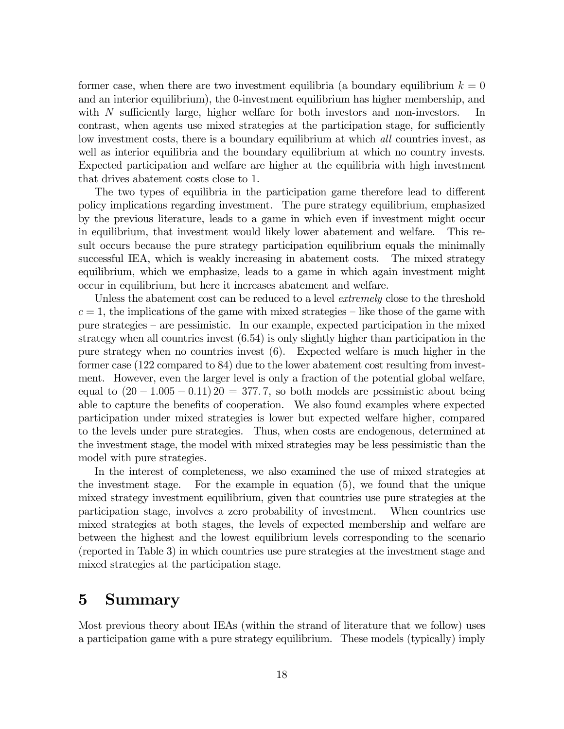former case, when there are two investment equilibria (a boundary equilibrium $k = 0$ and an interior equilibrium), the 0-investment equilibrium has higher membership, and with $N$ sufficiently large, higher welfare for both investors and non-investors. In contrast, when agents use mixed strategies at the participation stage, for sufficiently low investment costs, there is a boundary equilibrium at which *all* countries invest, as well as interior equilibria and the boundary equilibrium at which no country invests. Expected participation and welfare are higher at the equilibria with high investment that drives abatement costs close to 1.

The two types of equilibria in the participation game therefore lead to different policy implications regarding investment. The pure strategy equilibrium, emphasized by the previous literature, leads to a game in which even if investment might occur in equilibrium, that investment would likely lower abatement and welfare. This result occurs because the pure strategy participation equilibrium equals the minimally successful IEA, which is weakly increasing in abatement costs. The mixed strategy equilibrium, which we emphasize, leads to a game in which again investment might occur in equilibrium, but here it increases abatement and welfare.

Unless the abatement cost can be reduced to a level *extremely* close to the threshold $c = 1$, the implications of the game with mixed strategies – like those of the game with pure strategies – are pessimistic. In our example, expected participation in the mixed strategy when all countries invest (6.54) is only slightly higher than participation in the pure strategy when no countries invest (6). Expected welfare is much higher in the former case (122 compared to 84) due to the lower abatement cost resulting from investment. However, even the larger level is only a fraction of the potential global welfare, equal to $(20 - 1.005 - 0.11)\, 20 = 377.7$, so both models are pessimistic about being able to capture the benefits of cooperation. We also found examples where expected participation under mixed strategies is lower but expected welfare higher, compared to the levels under pure strategies. Thus, when costs are endogenous, determined at the investment stage, the model with mixed strategies may be less pessimistic than the model with pure strategies.

In the interest of completeness, we also examined the use of mixed strategies at the investment stage. For the example in equation (5), we found that the unique mixed strategy investment equilibrium, given that countries use pure strategies at the participation stage, involves a zero probability of investment. When countries use mixed strategies at both stages, the levels of expected membership and welfare are between the highest and the lowest equilibrium levels corresponding to the scenario (reported in Table 3) in which countries use pure strategies at the investment stage and mixed strategies at the participation stage.

# 5 Summary

Most previous theory about IEAs (within the strand of literature that we follow) uses a participation game with a pure strategy equilibrium. These models (typically) imply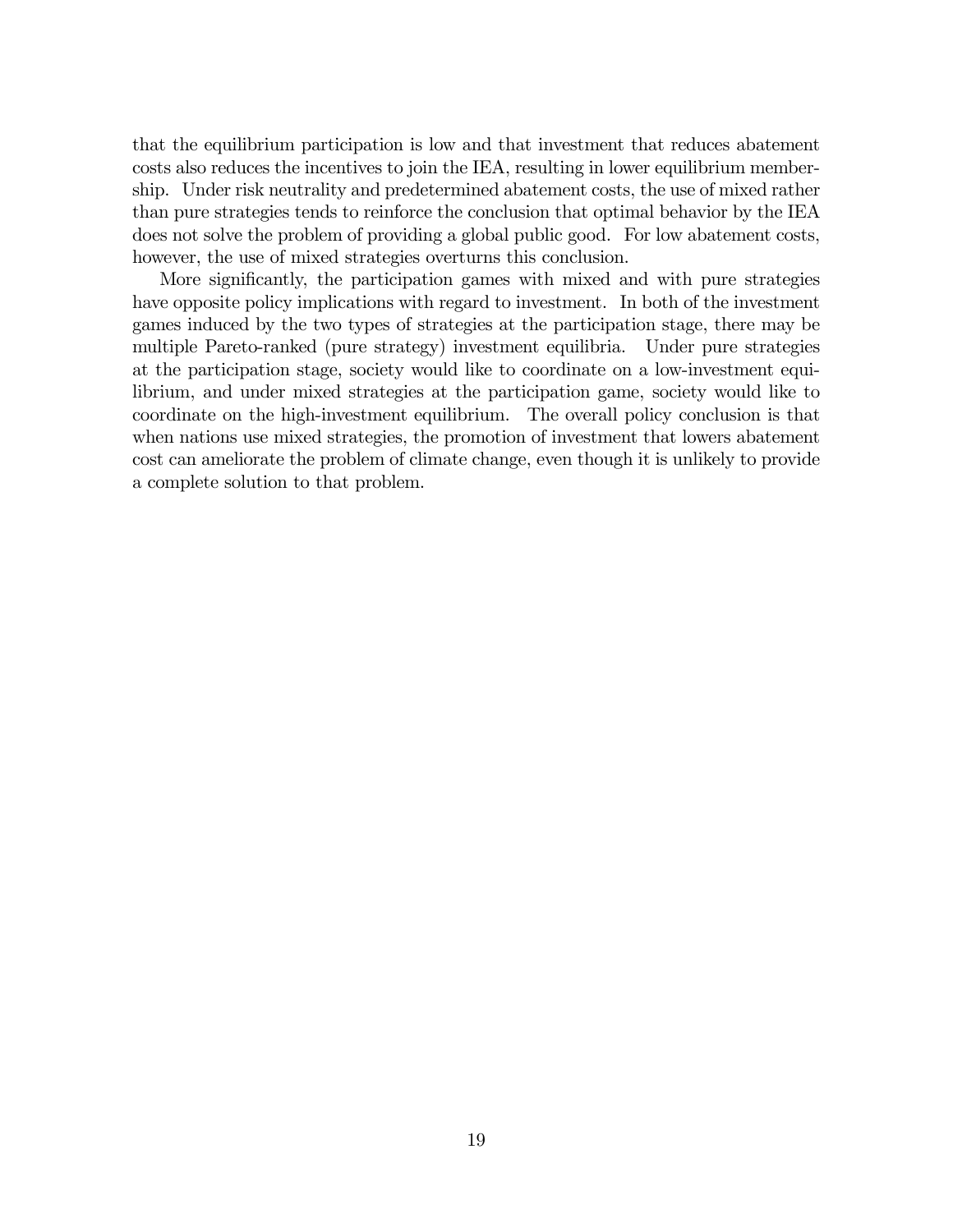that the equilibrium participation is low and that investment that reduces abatement costs also reduces the incentives to join the IEA, resulting in lower equilibrium membership. Under risk neutrality and predetermined abatement costs, the use of mixed rather than pure strategies tends to reinforce the conclusion that optimal behavior by the IEA does not solve the problem of providing a global public good. For low abatement costs, however, the use of mixed strategies overturns this conclusion.

More significantly, the participation games with mixed and with pure strategies have opposite policy implications with regard to investment. In both of the investment games induced by the two types of strategies at the participation stage, there may be multiple Pareto-ranked (pure strategy) investment equilibria. Under pure strategies at the participation stage, society would like to coordinate on a low-investment equilibrium, and under mixed strategies at the participation game, society would like to coordinate on the high-investment equilibrium. The overall policy conclusion is that when nations use mixed strategies, the promotion of investment that lowers abatement cost can ameliorate the problem of climate change, even though it is unlikely to provide a complete solution to that problem.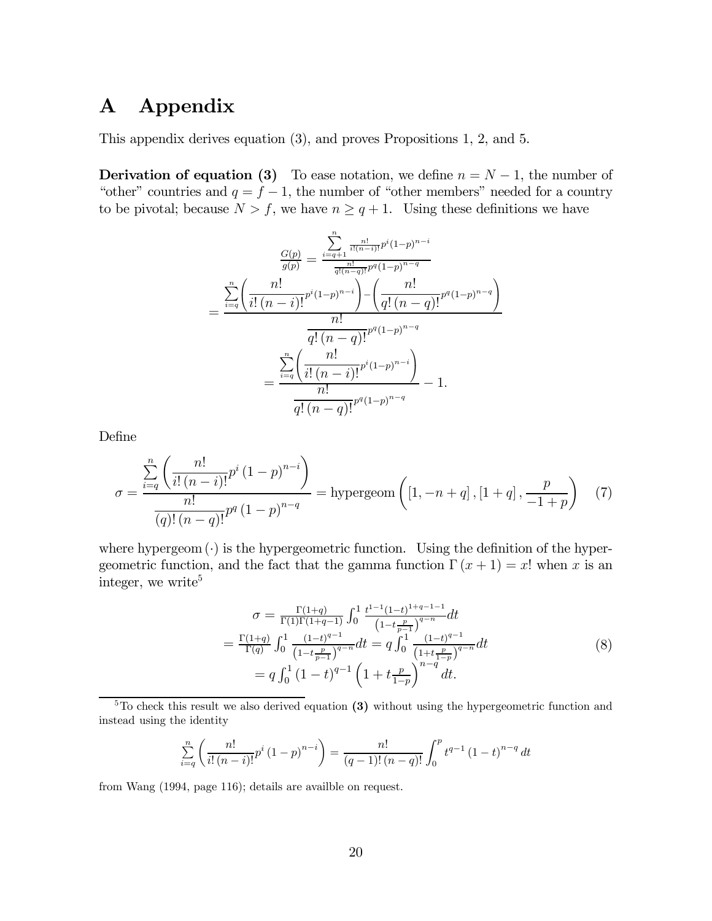# A Appendix

This appendix derives equation (3), and proves Propositions 1, 2, and 5.

**Derivation of equation (3)** To ease notation, we define $n = N - 1$, the number of "other" countries and $q = f - 1$, the number of "other members" needed for a country to be pivotal; because $N > f$, we have $n \geq q + 1$. Using these definitions we have

$$
\frac{G(p)}{g(p)} = \frac{\sum_{i=q+1}^{n} \frac{n!}{i!(n-i)!} p^i (1-p)^{n-i}}{\frac{n!}{q!(n-q)!} p^q (1-p)^{n-q}}
$$

$$
= \frac{\sum_{i=q}^{n} \left( \frac{n!}{i!\,(n-i)!} p^i (1-p)^{n-i} \right) - \left( \frac{n!}{q!\,(n-q)!} p^q (1-p)^{n-q} \right)}{\frac{n!}{q!\,(n-q)!} p^q (1-p)^{n-q}}
$$

$$
= \frac{\sum_{i=q}^{n} \left( \frac{n!}{i!\,(n-i)!} p^i (1-p)^{n-i} \right)}{\frac{n!}{q!\,(n-q)!} p^q (1-p)^{n-q}} - 1.
$$

Define

$$
\sigma = \frac{\sum_{i=q}^{n} \left( \frac{n!}{i!\,(n-i)!} p^i (1-p)^{n-i} \right)}{\frac{n!}{(q)!\,(n-q)!} p^q (1-p)^{n-q}} = \text{hypergeom}\left( [1, -n+q], [1+q], \frac{p}{-1+p} \right) \tag{7}
$$

where hypergeom $(\cdot)$ is the hypergeometric function. Using the definition of the hypergeometric function, and the fact that the gamma function $\Gamma(x+1) = x!$ when $x$ is an integer, we write[5]

$$
\begin{aligned}
\sigma &= \frac{\Gamma(1+q)}{\Gamma(1)\Gamma(1+q-1)} \int_0^1 \frac{t^{1-1}(1-t)^{1+q-1-1}}{\left(1-t\frac{p}{p-1}\right)^{q-n}} dt \\
&= \frac{\Gamma(1+q)}{\Gamma(q)} \int_0^1 \frac{(1-t)^{q-1}}{\left(1-t\frac{p}{p-1}\right)^{q-n}} dt = q \int_0^1 \frac{(1-t)^{q-1}}{\left(1+t\frac{p}{1-p}\right)^{q-n}} dt \\
&= q \int_0^1 (1-t)^{q-1} \left(1 + t\frac{p}{1-p}\right)^{n-q} dt.
\end{aligned} \tag{8}
$$

[5] To check this result we also derived equation **(3)** without using the hypergeometric function and instead using the identity

$$
\sum_{i=q}^{n} \left( \frac{n!}{i!\,(n-i)!} p^i (1-p)^{n-i} \right) = \frac{n!}{(q-1)!\,(n-q)!} \int_0^p t^{q-1} (1-t)^{n-q} \, dt
$$

from Wang (1994, page 116); details are availble on request.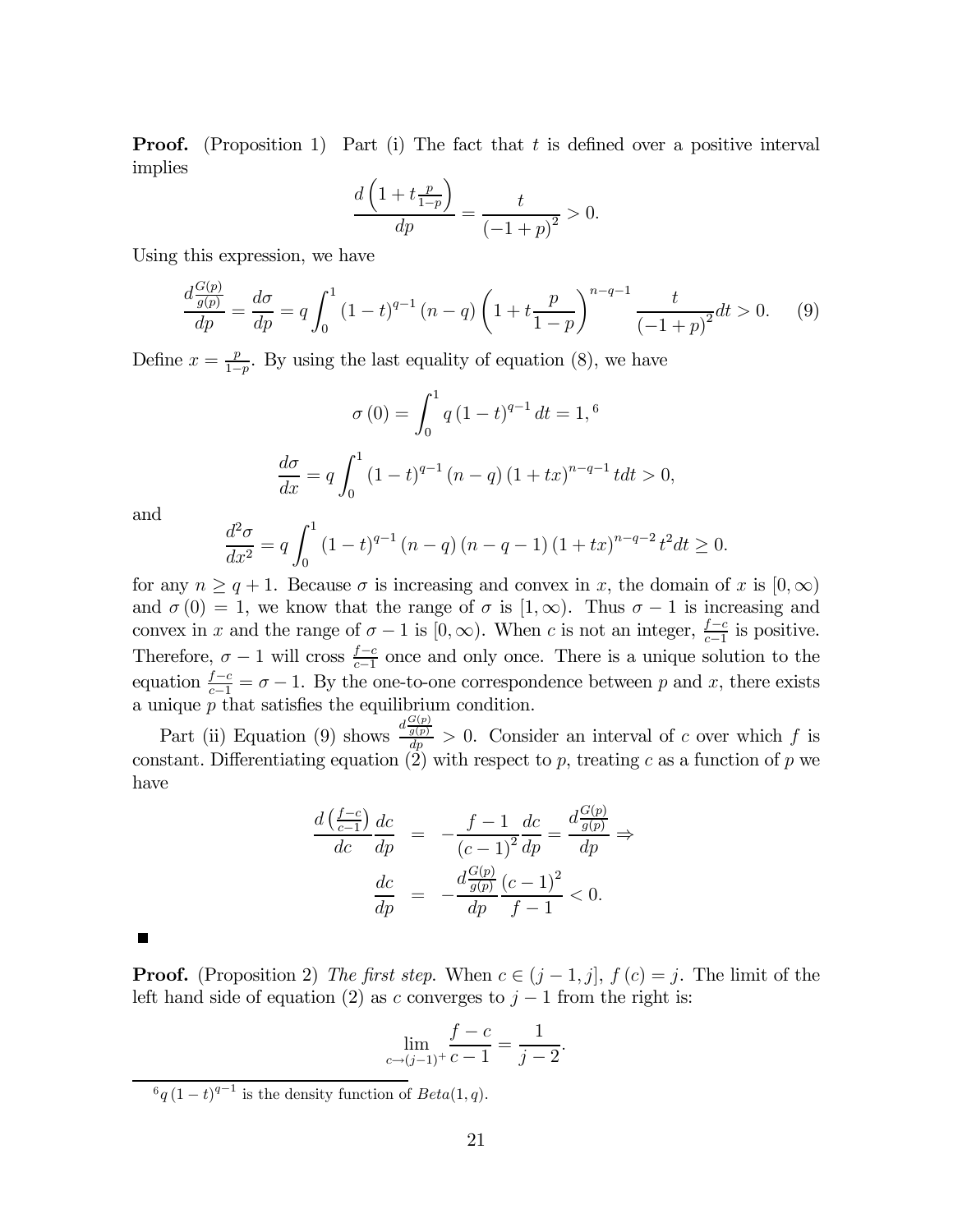**Proof.** (Proposition 1) Part (i) The fact that $t$ is defined over a positive interval implies

$$\frac{d\left(1+t\frac{p}{1-p}\right)}{dp} = \frac{t}{(-1+p)^2} > 0.$$

Using this expression, we have

$$\frac{d\frac{G(p)}{g(p)}}{dp} = \frac{d\sigma}{dp} = q\int_0^1 (1-t)^{q-1}(n-q)\left(1+t\frac{p}{1-p}\right)^{n-q-1}\frac{t}{(-1+p)^2}dt > 0. \quad (9)$$

Define $x = \frac{p}{1-p}$. By using the last equality of equation (8), we have

$$\sigma(0) = \int_0^1 q(1-t)^{q-1}dt = 1,^{6}$$

$$\frac{d\sigma}{dx} = q\int_0^1 (1-t)^{q-1}(n-q)(1+tx)^{n-q-1}t dt > 0,$$

and

$$\frac{d^2\sigma}{dx^2} = q\int_0^1 (1-t)^{q-1}(n-q)(n-q-1)(1+tx)^{n-q-2}t^2 dt \geq 0.$$

for any $n \geq q+1$. Because $\sigma$ is increasing and convex in $x$, the domain of $x$ is $[0,\infty)$ and $\sigma(0) = 1$, we know that the range of $\sigma$ is $[1,\infty)$. Thus $\sigma - 1$ is increasing and convex in $x$ and the range of $\sigma - 1$ is $[0,\infty)$. When $c$ is not an integer, $\frac{f-c}{c-1}$ is positive. Therefore, $\sigma - 1$ will cross $\frac{f-c}{c-1}$ once and only once. There is a unique solution to the equation $\frac{f-c}{c-1} = \sigma - 1$. By the one-to-one correspondence between $p$ and $x$, there exists a unique $p$ that satisfies the equilibrium condition.

Part (ii) Equation (9) shows $\frac{d\frac{G(p)}{g(p)}}{dp} > 0$. Consider an interval of $c$ over which $f$ is constant. Differentiating equation (2) with respect to $p$, treating $c$ as a function of $p$ we have

$$\begin{aligned}
\frac{d\left(\frac{f-c}{c-1}\right)}{dc}\frac{dc}{dp} &= -\frac{f-1}{(c-1)^2}\frac{dc}{dp} = \frac{d\frac{G(p)}{g(p)}}{dp} \Rightarrow \\
\frac{dc}{dp} &= -\frac{d\frac{G(p)}{g(p)}}{dp}\frac{(c-1)^2}{f-1} < 0.
\end{aligned}$$

■

**Proof.** (Proposition 2) *The first step.* When $c \in (j-1, j]$, $f(c) = j$. The limit of the left hand side of equation (2) as $c$ converges to $j-1$ from the right is:

$$\lim_{c\to(j-1)^+}\frac{f-c}{c-1} = \frac{1}{j-2}.$$

[6] $q(1-t)^{q-1}$ is the density function of $Beta(1,q)$.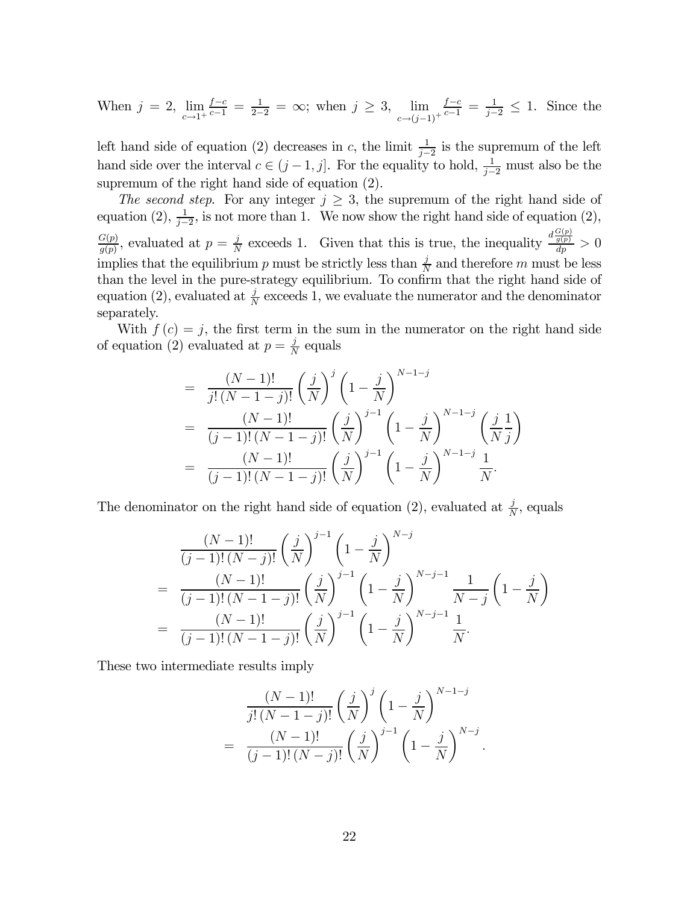When $j = 2$, $\lim_{c \to 1^+} \frac{f-c}{c-1} = \frac{1}{2-2} = \infty$; when $j \geq 3$, $\lim_{c \to (j-1)^+} \frac{f-c}{c-1} = \frac{1}{j-2} \leq 1$. Since the left hand side of equation (2) decreases in $c$, the limit $\frac{1}{j-2}$ is the supremum of the left hand side over the interval $c \in (j-1, j]$. For the equality to hold, $\frac{1}{j-2}$ must also be the supremum of the right hand side of equation (2).

*The second step*. For any integer $j \geq 3$, the supremum of the right hand side of equation (2), $\frac{1}{j-2}$, is not more than 1. We now show the right hand side of equation (2), $\frac{G(p)}{g(p)}$, evaluated at $p = \frac{j}{N}$ exceeds 1. Given that this is true, the inequality $\frac{d\frac{G(p)}{g(p)}}{dp} > 0$ implies that the equilibrium $p$ must be strictly less than $\frac{j}{N}$ and therefore $m$ must be less than the level in the pure-strategy equilibrium. To confirm that the right hand side of equation (2), evaluated at $\frac{j}{N}$ exceeds 1, we evaluate the numerator and the denominator separately.

With $f(c) = j$, the first term in the sum in the numerator on the right hand side of equation (2) evaluated at $p = \frac{j}{N}$ equals

$$
\begin{aligned}
&= \frac{(N-1)!}{j!\,(N-1-j)!}\left(\frac{j}{N}\right)^{j}\left(1-\frac{j}{N}\right)^{N-1-j} \\
&= \frac{(N-1)!}{(j-1)!\,(N-1-j)!}\left(\frac{j}{N}\right)^{j-1}\left(1-\frac{j}{N}\right)^{N-1-j}\left(\frac{j}{N}\frac{1}{j}\right) \\
&= \frac{(N-1)!}{(j-1)!\,(N-1-j)!}\left(\frac{j}{N}\right)^{j-1}\left(1-\frac{j}{N}\right)^{N-1-j}\frac{1}{N}.
\end{aligned}
$$

The denominator on the right hand side of equation (2), evaluated at $\frac{j}{N}$, equals

$$
\begin{aligned}
&\frac{(N-1)!}{(j-1)!\,(N-j)!}\left(\frac{j}{N}\right)^{j-1}\left(1-\frac{j}{N}\right)^{N-j} \\
=\; &\frac{(N-1)!}{(j-1)!\,(N-1-j)!}\left(\frac{j}{N}\right)^{j-1}\left(1-\frac{j}{N}\right)^{N-j-1}\frac{1}{N-j}\left(1-\frac{j}{N}\right) \\
=\; &\frac{(N-1)!}{(j-1)!\,(N-1-j)!}\left(\frac{j}{N}\right)^{j-1}\left(1-\frac{j}{N}\right)^{N-j-1}\frac{1}{N}.
\end{aligned}
$$

These two intermediate results imply

$$
\begin{aligned}
&\frac{(N-1)!}{j!\,(N-1-j)!}\left(\frac{j}{N}\right)^{j}\left(1-\frac{j}{N}\right)^{N-1-j} \\
=\; &\frac{(N-1)!}{(j-1)!\,(N-j)!}\left(\frac{j}{N}\right)^{j-1}\left(1-\frac{j}{N}\right)^{N-j}.
\end{aligned}
$$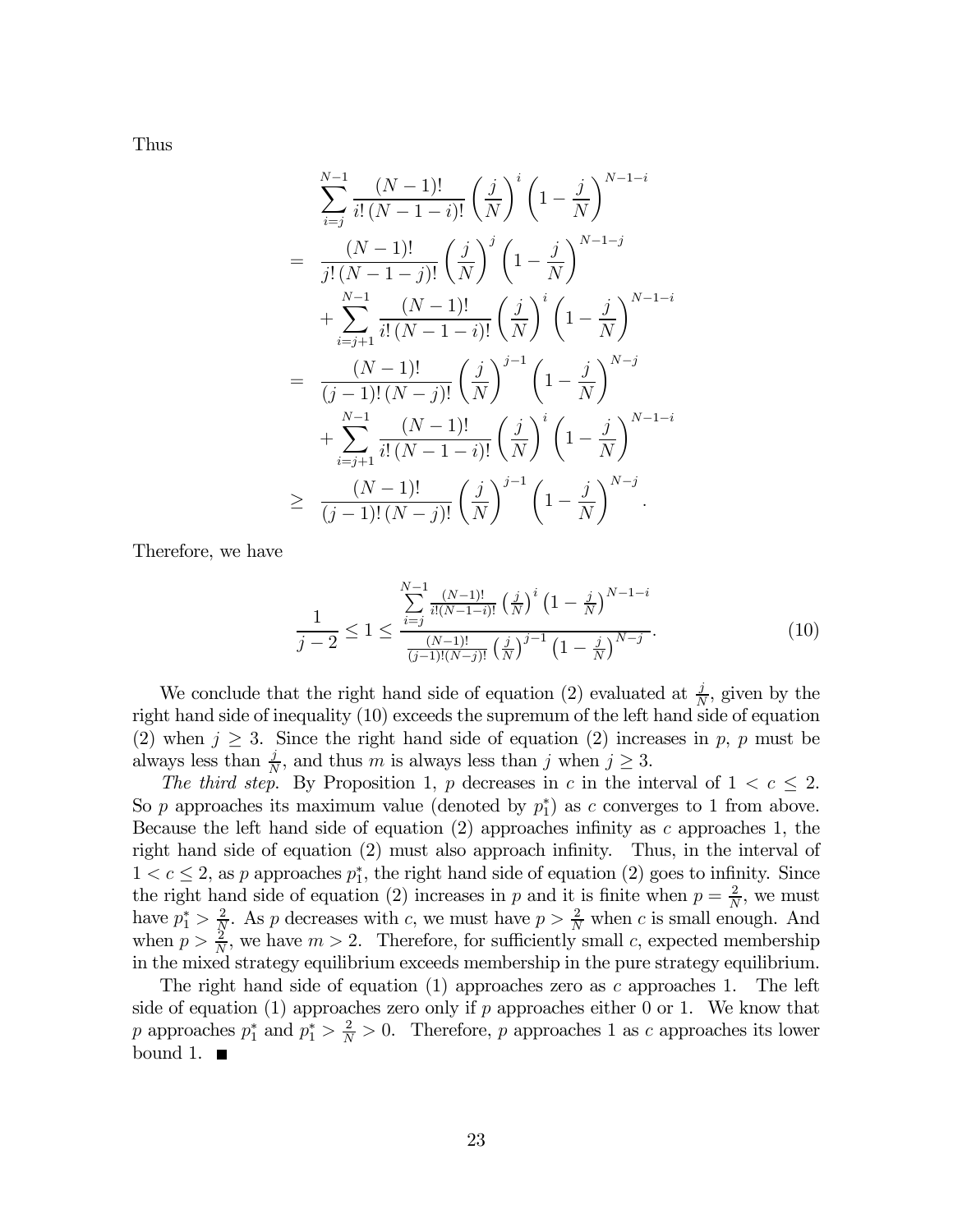Thus

$$
\begin{aligned}
& \sum_{i=j}^{N-1} \frac{(N-1)!}{i!\,(N-1-i)!} \left(\frac{j}{N}\right)^{i} \left(1-\frac{j}{N}\right)^{N-1-i} \\
= \; & \frac{(N-1)!}{j!\,(N-1-j)!} \left(\frac{j}{N}\right)^{j} \left(1-\frac{j}{N}\right)^{N-1-j} \\
& + \sum_{i=j+1}^{N-1} \frac{(N-1)!}{i!\,(N-1-i)!} \left(\frac{j}{N}\right)^{i} \left(1-\frac{j}{N}\right)^{N-1-i} \\
= \; & \frac{(N-1)!}{(j-1)!\,(N-j)!} \left(\frac{j}{N}\right)^{j-1} \left(1-\frac{j}{N}\right)^{N-j} \\
& + \sum_{i=j+1}^{N-1} \frac{(N-1)!}{i!\,(N-1-i)!} \left(\frac{j}{N}\right)^{i} \left(1-\frac{j}{N}\right)^{N-1-i} \\
\geq \; & \frac{(N-1)!}{(j-1)!\,(N-j)!} \left(\frac{j}{N}\right)^{j-1} \left(1-\frac{j}{N}\right)^{N-j}.
\end{aligned}
$$

Therefore, we have

$$
\frac{1}{j-2} \leq 1 \leq \frac{\sum_{i=j}^{N-1} \frac{(N-1)!}{i!(N-1-i)!} \left(\frac{j}{N}\right)^{i} \left(1-\frac{j}{N}\right)^{N-1-i}}{\frac{(N-1)!}{(j-1)!(N-j)!} \left(\frac{j}{N}\right)^{j-1} \left(1-\frac{j}{N}\right)^{N-j}}. \tag{10}
$$

We conclude that the right hand side of equation (2) evaluated at $\frac{j}{N}$, given by the right hand side of inequality (10) exceeds the supremum of the left hand side of equation (2) when $j \geq 3$. Since the right hand side of equation (2) increases in $p$, $p$ must be always less than $\frac{j}{N}$, and thus $m$ is always less than $j$ when $j \geq 3$.

*The third step*. By Proposition 1, $p$ decreases in $c$ in the interval of $1 < c \leq 2$. So $p$ approaches its maximum value (denoted by $p_1^*$) as $c$ converges to 1 from above. Because the left hand side of equation (2) approaches infinity as $c$ approaches 1, the right hand side of equation (2) must also approach infinity. Thus, in the interval of $1 < c \leq 2$, as $p$ approaches $p_1^*$, the right hand side of equation (2) goes to infinity. Since the right hand side of equation (2) increases in $p$ and it is finite when $p = \frac{2}{N}$, we must have $p_1^* > \frac{2}{N}$. As $p$ decreases with $c$, we must have $p > \frac{2}{N}$ when $c$ is small enough. And when $p > \frac{2}{N}$, we have $m > 2$. Therefore, for sufficiently small $c$, expected membership in the mixed strategy equilibrium exceeds membership in the pure strategy equilibrium.

The right hand side of equation (1) approaches zero as $c$ approaches 1. The left side of equation (1) approaches zero only if $p$ approaches either 0 or 1. We know that $p$ approaches $p_1^*$ and $p_1^* > \frac{2}{N} > 0$. Therefore, $p$ approaches 1 as $c$ approaches its lower bound 1. ■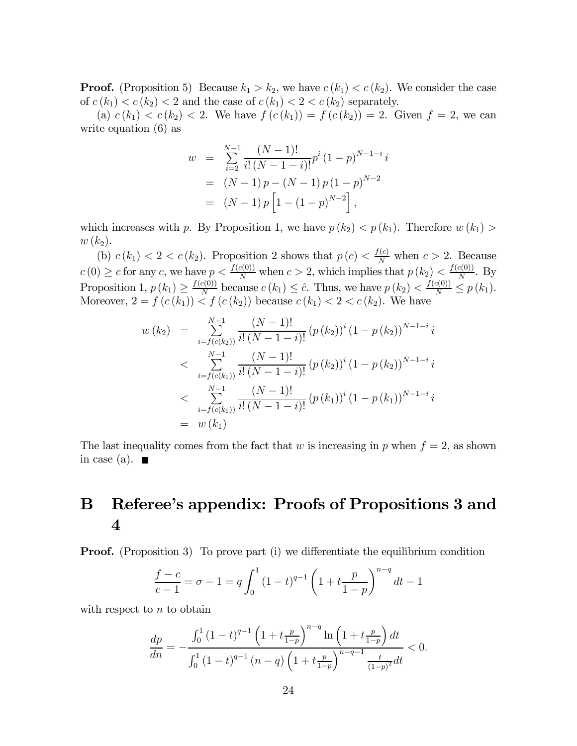**Proof.** (Proposition 5) Because $k_1 > k_2$, we have $c(k_1) < c(k_2)$. We consider the case of $c(k_1) < c(k_2) < 2$ and the case of $c(k_1) < 2 < c(k_2)$ separately.

(a) $c(k_1) < c(k_2) < 2$. We have $f(c(k_1)) = f(c(k_2)) = 2$. Given $f = 2$, we can write equation (6) as

$$\begin{aligned} w &= \sum_{i=2}^{N-1} \frac{(N-1)!}{i!\,(N-1-i)!} p^i (1-p)^{N-1-i}\, i \\ &= (N-1)\,p - (N-1)\,p\,(1-p)^{N-2} \\ &= (N-1)\,p \left[1 - (1-p)^{N-2}\right], \end{aligned}$$

which increases with $p$. By Proposition 1, we have $p(k_2) < p(k_1)$. Therefore $w(k_1) > w(k_2)$.

(b) $c(k_1) < 2 < c(k_2)$. Proposition 2 shows that $p(c) < \frac{f(c)}{N}$ when $c > 2$. Because $c(0) \geq c$ for any $c$, we have $p < \frac{f(c(0))}{N}$ when $c > 2$, which implies that $p(k_2) < \frac{f(c(0))}{N}$. By Proposition 1, $p(k_1) \geq \frac{f(c(0))}{N}$ because $c(k_1) \leq \hat{c}$. Thus, we have $p(k_2) < \frac{f(c(0))}{N} \leq p(k_1)$. Moreover, $2 = f(c(k_1)) < f(c(k_2))$ because $c(k_1) < 2 < c(k_2)$. We have

$$\begin{aligned} w(k_2) &= \sum_{i=f(c(k_2))}^{N-1} \frac{(N-1)!}{i!\,(N-1-i)!} (p(k_2))^i (1-p(k_2))^{N-1-i}\, i \\ &< \sum_{i=f(c(k_1))}^{N-1} \frac{(N-1)!}{i!\,(N-1-i)!} (p(k_2))^i (1-p(k_2))^{N-1-i}\, i \\ &< \sum_{i=f(c(k_1))}^{N-1} \frac{(N-1)!}{i!\,(N-1-i)!} (p(k_1))^i (1-p(k_1))^{N-1-i}\, i \\ &= w(k_1) \end{aligned}$$

The last inequality comes from the fact that $w$ is increasing in $p$ when $f = 2$, as shown in case (a). ■

# B Referee's appendix: Proofs of Propositions 3 and 4

**Proof.** (Proposition 3) To prove part (i) we differentiate the equilibrium condition

$$\frac{f-c}{c-1} = \sigma - 1 = q \int_0^1 (1-t)^{q-1} \left(1 + t\frac{p}{1-p}\right)^{n-q} dt - 1$$

with respect to $n$ to obtain

$$\frac{dp}{dn} = -\frac{\int_0^1 (1-t)^{q-1} \left(1 + t\frac{p}{1-p}\right)^{n-q} \ln\left(1 + t\frac{p}{1-p}\right) dt}{\int_0^1 (1-t)^{q-1} (n-q) \left(1 + t\frac{p}{1-p}\right)^{n-q-1} \frac{t}{(1-p)^2} dt} < 0.$$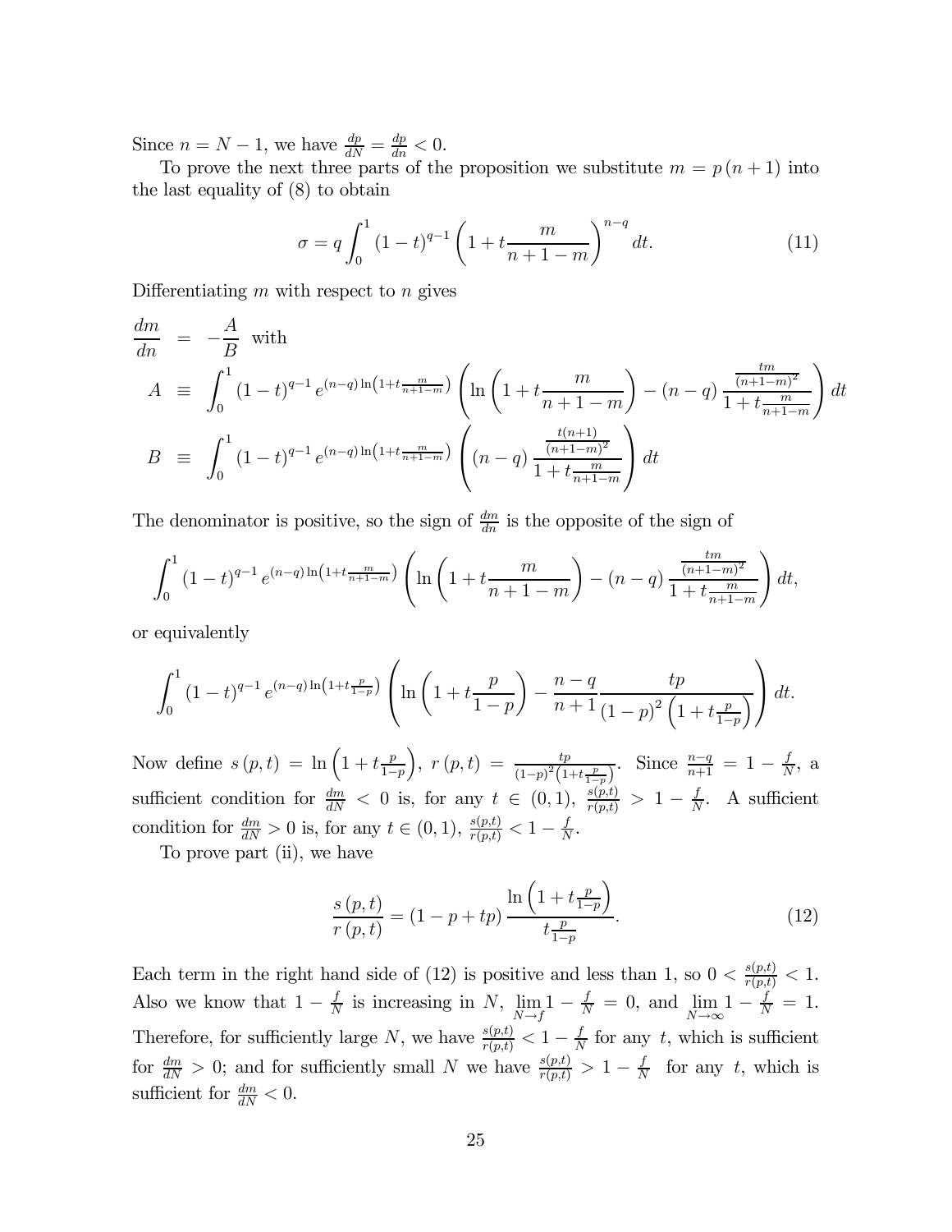Since $n = N - 1$, we have $\frac{dp}{dN} = \frac{dp}{dn} < 0$.

To prove the next three parts of the proposition we substitute $m = p(n+1)$ into the last equality of (8) to obtain

$$\sigma = q \int_0^1 (1-t)^{q-1} \left(1 + t\frac{m}{n+1-m}\right)^{n-q} dt. \tag{11}$$

Differentiating $m$ with respect to $n$ gives

$$
\begin{aligned}
\frac{dm}{dn} &= -\frac{A}{B} \text{ with} \\
A &\equiv \int_0^1 (1-t)^{q-1} e^{(n-q)\ln\left(1+t\frac{m}{n+1-m}\right)} \left( \ln\left(1 + t\frac{m}{n+1-m}\right) - (n-q)\frac{\frac{tm}{(n+1-m)^2}}{1+t\frac{m}{n+1-m}} \right) dt \\
B &\equiv \int_0^1 (1-t)^{q-1} e^{(n-q)\ln\left(1+t\frac{m}{n+1-m}\right)} \left( (n-q)\frac{\frac{t(n+1)}{(n+1-m)^2}}{1+t\frac{m}{n+1-m}} \right) dt
\end{aligned}
$$

The denominator is positive, so the sign of $\frac{dm}{dn}$ is the opposite of the sign of

$$\int_0^1 (1-t)^{q-1} e^{(n-q)\ln\left(1+t\frac{m}{n+1-m}\right)} \left( \ln\left(1 + t\frac{m}{n+1-m}\right) - (n-q)\frac{\frac{tm}{(n+1-m)^2}}{1+t\frac{m}{n+1-m}} \right) dt,$$

or equivalently

$$\int_0^1 (1-t)^{q-1} e^{(n-q)\ln\left(1+t\frac{p}{1-p}\right)} \left( \ln\left(1 + t\frac{p}{1-p}\right) - \frac{n-q}{n+1}\frac{tp}{(1-p)^2\left(1+t\frac{p}{1-p}\right)} \right) dt.$$

Now define $s(p,t) = \ln\left(1 + t\frac{p}{1-p}\right)$, $r(p,t) = \frac{tp}{(1-p)^2\left(1+t\frac{p}{1-p}\right)}$. Since $\frac{n-q}{n+1} = 1 - \frac{f}{N}$, a sufficient condition for $\frac{dm}{dN} < 0$ is, for any $t \in (0,1)$, $\frac{s(p,t)}{r(p,t)} > 1 - \frac{f}{N}$. A sufficient condition for $\frac{dm}{dN} > 0$ is, for any $t \in (0,1)$, $\frac{s(p,t)}{r(p,t)} < 1 - \frac{f}{N}$.

To prove part (ii), we have

$$\frac{s(p,t)}{r(p,t)} = (1 - p + tp)\frac{\ln\left(1 + t\frac{p}{1-p}\right)}{t\frac{p}{1-p}}. \tag{12}$$

Each term in the right hand side of (12) is positive and less than 1, so $0 < \frac{s(p,t)}{r(p,t)} < 1$. Also we know that $1 - \frac{f}{N}$ is increasing in $N$, $\lim_{N\to f} 1 - \frac{f}{N} = 0$, and $\lim_{N\to\infty} 1 - \frac{f}{N} = 1$. Therefore, for sufficiently large $N$, we have $\frac{s(p,t)}{r(p,t)} < 1 - \frac{f}{N}$ for any $t$, which is sufficient for $\frac{dm}{dN} > 0$; and for sufficiently small $N$ we have $\frac{s(p,t)}{r(p,t)} > 1 - \frac{f}{N}$ for any $t$, which is sufficient for $\frac{dm}{dN} < 0$.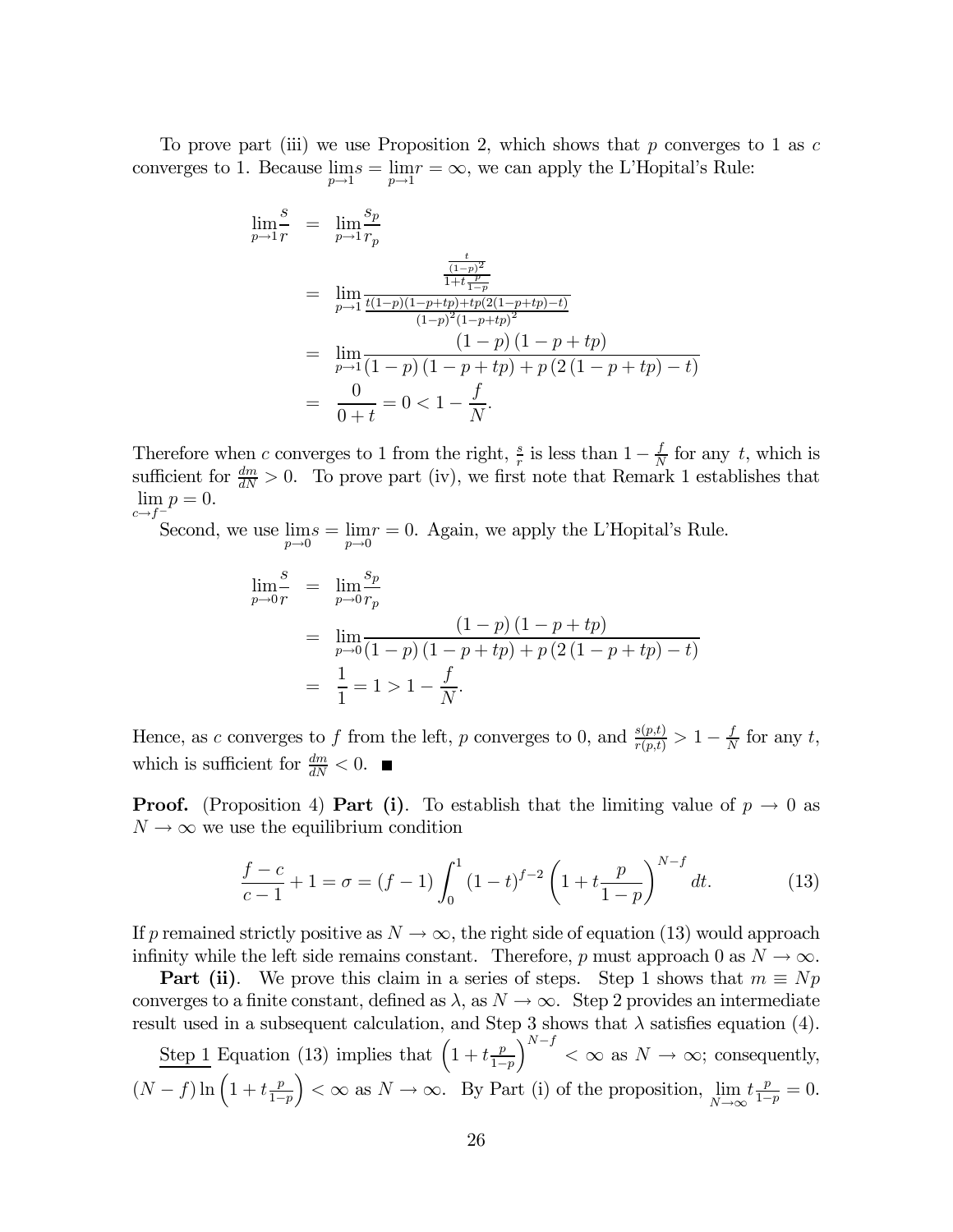To prove part (iii) we use Proposition 2, which shows that $p$ converges to 1 as $c$ converges to 1. Because $\lim_{p \to 1} s = \lim_{p \to 1} r = \infty$, we can apply the L'Hopital's Rule:

$$
\begin{aligned}
\lim_{p \to 1} \frac{s}{r} &= \lim_{p \to 1} \frac{s_p}{r_p} \\
&= \lim_{p \to 1} \frac{\frac{\frac{t}{(1-p)^2}}{1+t\frac{p}{1-p}}}{\frac{t(1-p)(1-p+tp)+tp(2(1-p+tp)-t)}{(1-p)^2(1-p+tp)^2}} \\
&= \lim_{p \to 1} \frac{(1-p)(1-p+tp)}{(1-p)(1-p+tp)+p(2(1-p+tp)-t)} \\
&= \frac{0}{0+t} = 0 < 1 - \frac{f}{N}.
\end{aligned}
$$

Therefore when $c$ converges to 1 from the right, $\frac{s}{r}$ is less than $1 - \frac{f}{N}$ for any $t$, which is sufficient for $\frac{dm}{dN} > 0$. To prove part (iv), we first note that Remark 1 establishes that $\lim_{c \to f^-} p = 0$.

Second, we use $\lim_{p \to 0} s = \lim_{p \to 0} r = 0$. Again, we apply the L'Hopital's Rule.

$$
\begin{aligned}
\lim_{p \to 0} \frac{s}{r} &= \lim_{p \to 0} \frac{s_p}{r_p} \\
&= \lim_{p \to 0} \frac{(1-p)(1-p+tp)}{(1-p)(1-p+tp)+p(2(1-p+tp)-t)} \\
&= \frac{1}{1} = 1 > 1 - \frac{f}{N}.
\end{aligned}
$$

Hence, as $c$ converges to $f$ from the left, $p$ converges to 0, and $\frac{s(p,t)}{r(p,t)} > 1 - \frac{f}{N}$ for any $t$, which is sufficient for $\frac{dm}{dN} < 0$. ■

**Proof.** (Proposition 4) **Part (i)**. To establish that the limiting value of $p \to 0$ as $N \to \infty$ we use the equilibrium condition

$$
\frac{f-c}{c-1} + 1 = \sigma = (f-1) \int_0^1 (1-t)^{f-2} \left(1 + t\frac{p}{1-p}\right)^{N-f} dt. \tag{13}
$$

If $p$ remained strictly positive as $N \to \infty$, the right side of equation (13) would approach infinity while the left side remains constant. Therefore, $p$ must approach 0 as $N \to \infty$.

**Part (ii)**. We prove this claim in a series of steps. Step 1 shows that $m \equiv Np$ converges to a finite constant, defined as $\lambda$, as $N \to \infty$. Step 2 provides an intermediate result used in a subsequent calculation, and Step 3 shows that $\lambda$ satisfies equation (4).

Step 1 Equation (13) implies that $\left(1 + t\frac{p}{1-p}\right)^{N-f} < \infty$ as $N \to \infty$; consequently, $(N-f)\ln\left(1 + t\frac{p}{1-p}\right) < \infty$ as $N \to \infty$. By Part (i) of the proposition, $\lim_{N \to \infty} t\frac{p}{1-p} = 0$.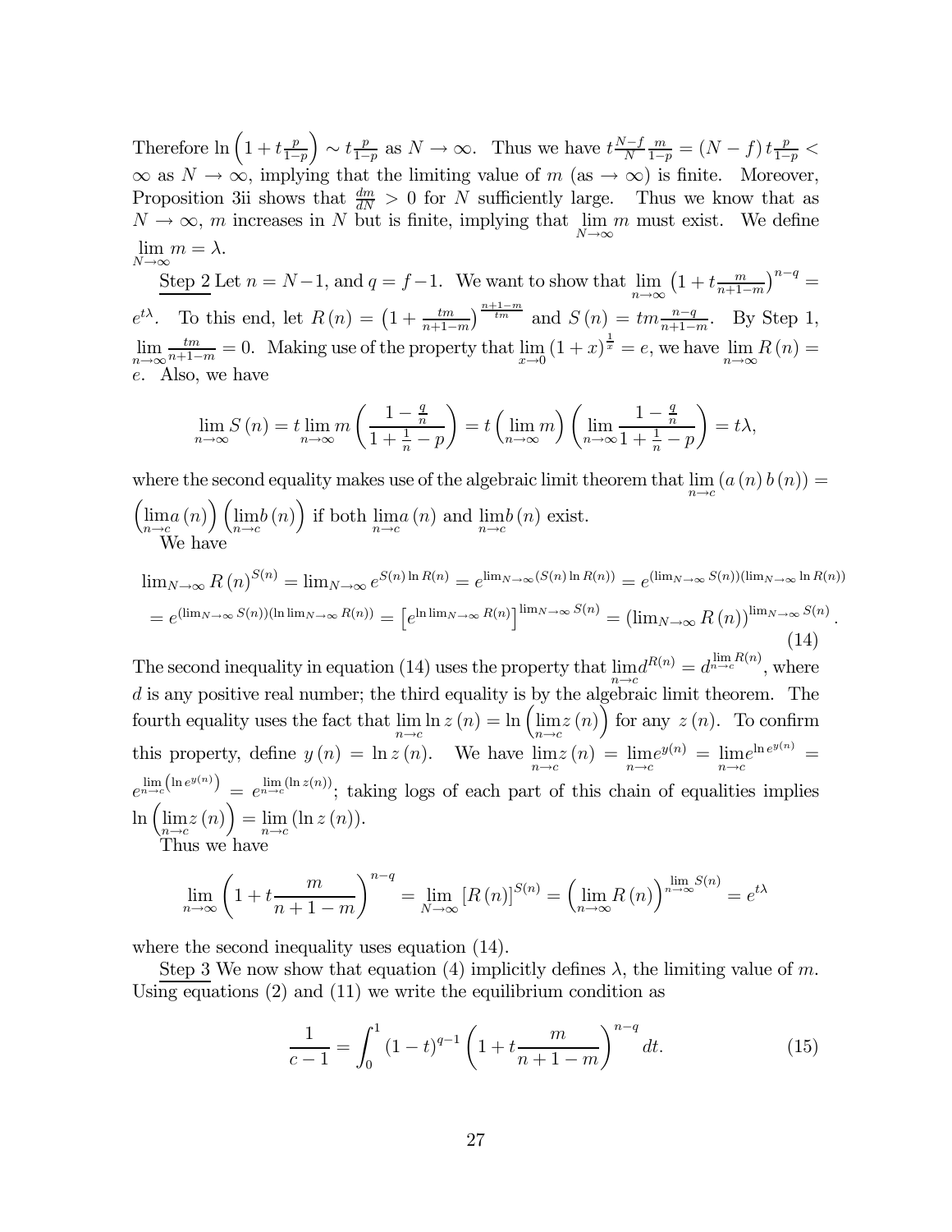Therefore $\ln\left(1+t\frac{p}{1-p}\right) \sim t\frac{p}{1-p}$ as $N \to \infty$. Thus we have $t\frac{N-f}{N}\frac{m}{1-p} = (N-f)\,t\frac{p}{1-p} < \infty$ as $N \to \infty$, implying that the limiting value of $m$ (as $\to \infty$) is finite. Moreover, Proposition 3ii shows that $\frac{dm}{dN} > 0$ for $N$ sufficiently large. Thus we know that as $N \to \infty$, $m$ increases in $N$ but is finite, implying that $\lim_{N\to\infty} m$ must exist. We define $\lim_{N\to\infty} m = \lambda$.

Step 2 Let $n = N-1$, and $q = f-1$. We want to show that $\lim_{n\to\infty}\left(1+t\frac{m}{n+1-m}\right)^{n-q} = e^{t\lambda}$. To this end, let $R(n) = \left(1+\frac{tm}{n+1-m}\right)^{\frac{n+1-m}{tm}}$ and $S(n) = tm\frac{n-q}{n+1-m}$. By Step 1, $\lim_{n\to\infty}\frac{tm}{n+1-m} = 0$. Making use of the property that $\lim_{x\to 0}(1+x)^{\frac{1}{x}} = e$, we have $\lim_{n\to\infty} R(n) = e$. Also, we have

$$\lim_{n\to\infty} S(n) = t\lim_{n\to\infty} m\left(\frac{1-\frac{q}{n}}{1+\frac{1}{n}-p}\right) = t\left(\lim_{n\to\infty} m\right)\left(\lim_{n\to\infty}\frac{1-\frac{q}{n}}{1+\frac{1}{n}-p}\right) = t\lambda,$$

where the second equality makes use of the algebraic limit theorem that $\lim_{n\to c}(a(n)\,b(n)) = \left(\lim_{n\to c} a(n)\right)\left(\lim_{n\to c} b(n)\right)$ if both $\lim_{n\to c} a(n)$ and $\lim_{n\to c} b(n)$ exist.

We have

$$\begin{aligned}
&\lim\nolimits_{N\to\infty} R(n)^{S(n)} = \lim\nolimits_{N\to\infty} e^{S(n)\ln R(n)} = e^{\lim_{N\to\infty}(S(n)\ln R(n))} = e^{(\lim_{N\to\infty} S(n))(\lim_{N\to\infty}\ln R(n))} \\
&= e^{(\lim_{N\to\infty} S(n))(\ln\lim_{N\to\infty} R(n))} = \left[e^{\ln\lim_{N\to\infty} R(n)}\right]^{\lim_{N\to\infty} S(n)} = \left(\lim\nolimits_{N\to\infty} R(n)\right)^{\lim_{N\to\infty} S(n)}.
\end{aligned} \tag{14}$$

The second inequality in equation (14) uses the property that $\lim_{n\to c} d^{R(n)} = d^{\lim_{n\to c} R(n)}$, where $d$ is any positive real number; the third equality is by the algebraic limit theorem. The fourth equality uses the fact that $\lim_{n\to c}\ln z(n) = \ln\left(\lim_{n\to c} z(n)\right)$ for any $z(n)$. To confirm this property, define $y(n) = \ln z(n)$. We have $\lim_{n\to c} z(n) = \lim_{n\to c} e^{y(n)} = \lim_{n\to c} e^{\ln e^{y(n)}} = e^{\lim_{n\to c}\left(\ln e^{y(n)}\right)} = e^{\lim_{n\to c}(\ln z(n))}$; taking logs of each part of this chain of equalities implies $\ln\left(\lim_{n\to c} z(n)\right) = \lim_{n\to c}(\ln z(n))$.

Thus we have

$$\lim_{n\to\infty}\left(1+t\frac{m}{n+1-m}\right)^{n-q} = \lim_{N\to\infty}\left[R(n)\right]^{S(n)} = \left(\lim_{n\to\infty} R(n)\right)^{\lim_{n\to\infty} S(n)} = e^{t\lambda}$$

where the second inequality uses equation (14).

Step 3 We now show that equation (4) implicitly defines $\lambda$, the limiting value of $m$. Using equations (2) and (11) we write the equilibrium condition as

$$\frac{1}{c-1} = \int_0^1 (1-t)^{q-1}\left(1+t\frac{m}{n+1-m}\right)^{n-q} dt. \tag{15}$$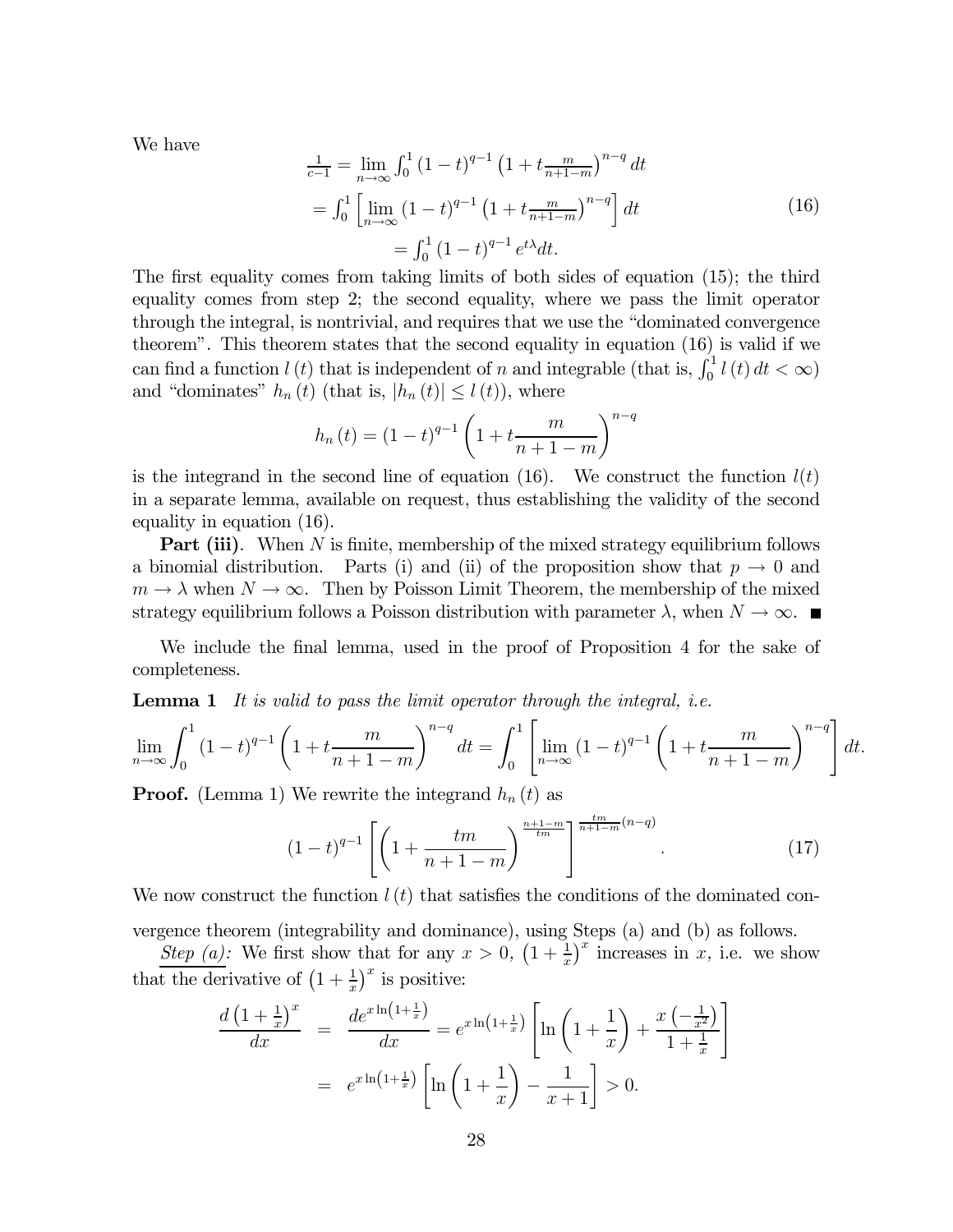We have

$$
\begin{aligned}
\tfrac{1}{c-1} &= \lim_{n\to\infty} \int_0^1 (1-t)^{q-1} \left(1+t\tfrac{m}{n+1-m}\right)^{n-q} dt \\
&= \int_0^1 \left[\lim_{n\to\infty} (1-t)^{q-1} \left(1+t\tfrac{m}{n+1-m}\right)^{n-q}\right] dt \\
&= \int_0^1 (1-t)^{q-1} e^{t\lambda} dt.
\end{aligned} \tag{16}
$$

The first equality comes from taking limits of both sides of equation (15); the third equality comes from step 2; the second equality, where we pass the limit operator through the integral, is nontrivial, and requires that we use the "dominated convergence theorem". This theorem states that the second equality in equation (16) is valid if we can find a function $l(t)$ that is independent of $n$ and integrable (that is, $\int_0^1 l(t)\,dt < \infty$) and "dominates" $h_n(t)$ (that is, $|h_n(t)| \leq l(t)$), where

$$
h_n(t) = (1-t)^{q-1} \left(1 + t\frac{m}{n+1-m}\right)^{n-q}
$$

is the integrand in the second line of equation (16). We construct the function $l(t)$ in a separate lemma, available on request, thus establishing the validity of the second equality in equation (16).

**Part (iii)**. When $N$ is finite, membership of the mixed strategy equilibrium follows a binomial distribution. Parts (i) and (ii) of the proposition show that $p \to 0$ and $m \to \lambda$ when $N \to \infty$. Then by Poisson Limit Theorem, the membership of the mixed strategy equilibrium follows a Poisson distribution with parameter $\lambda$, when $N \to \infty$. ■

We include the final lemma, used in the proof of Proposition 4 for the sake of completeness.

**Lemma 1** *It is valid to pass the limit operator through the integral, i.e.*

$$
\lim_{n\to\infty} \int_0^1 (1-t)^{q-1} \left(1 + t\frac{m}{n+1-m}\right)^{n-q} dt = \int_0^1 \left[\lim_{n\to\infty} (1-t)^{q-1} \left(1 + t\frac{m}{n+1-m}\right)^{n-q}\right] dt.
$$

**Proof.** (Lemma 1) We rewrite the integrand $h_n(t)$ as

$$
(1-t)^{q-1} \left[\left(1 + \frac{tm}{n+1-m}\right)^{\frac{n+1-m}{tm}}\right]^{\frac{tm}{n+1-m}(n-q)}. \tag{17}
$$

We now construct the function $l(t)$ that satisfies the conditions of the dominated convergence theorem (integrability and dominance), using Steps (a) and (b) as follows.

*Step (a):* We first show that for any $x > 0$, $\left(1 + \frac{1}{x}\right)^x$ increases in $x$, i.e. we show that the derivative of $\left(1 + \frac{1}{x}\right)^x$ is positive:

$$
\begin{aligned}
\frac{d\left(1+\frac{1}{x}\right)^x}{dx} &= \frac{de^{x\ln\left(1+\frac{1}{x}\right)}}{dx} = e^{x\ln\left(1+\frac{1}{x}\right)} \left[\ln\left(1+\frac{1}{x}\right) + \frac{x\left(-\frac{1}{x^2}\right)}{1+\frac{1}{x}}\right] \\
&= e^{x\ln\left(1+\frac{1}{x}\right)} \left[\ln\left(1+\frac{1}{x}\right) - \frac{1}{x+1}\right] > 0.
\end{aligned}
$$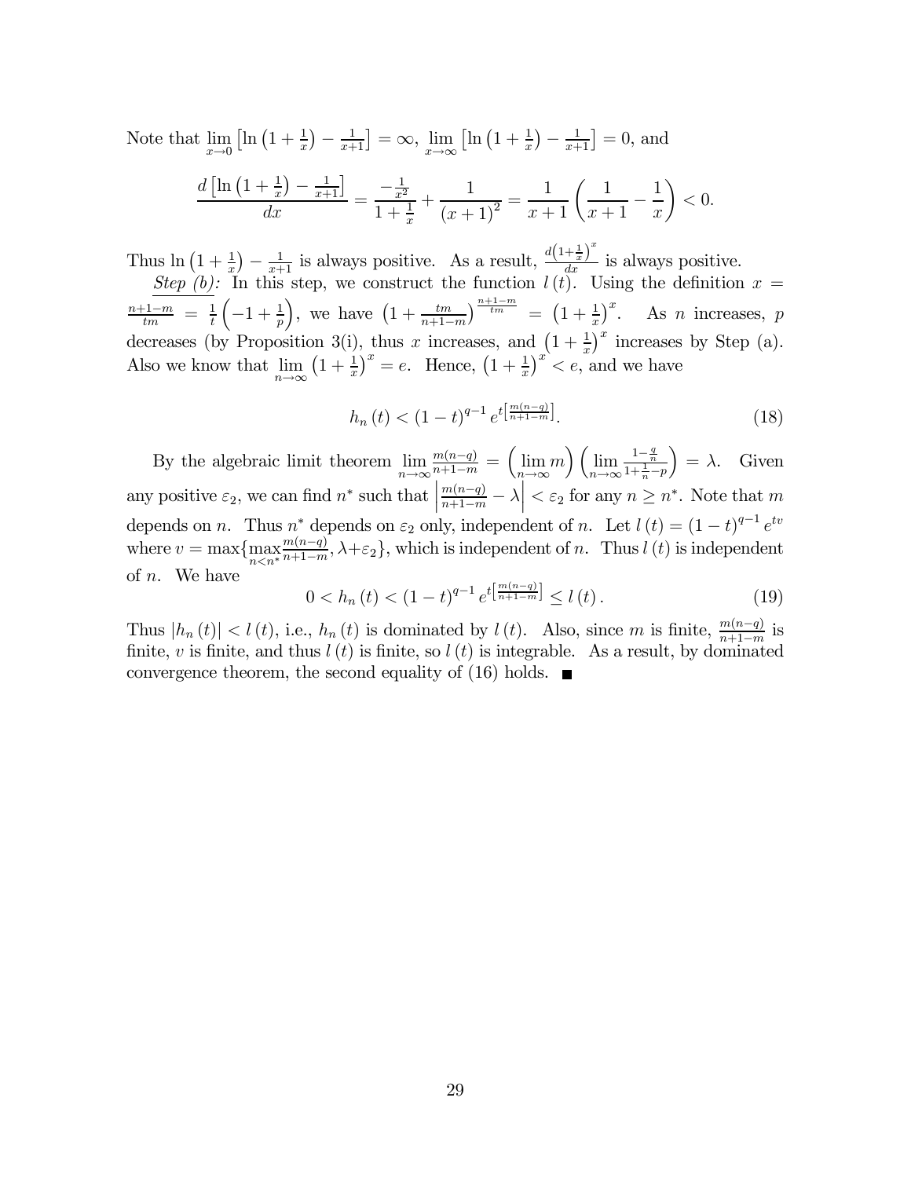Note that $\lim_{x \to 0} \left[ \ln \left(1 + \frac{1}{x}\right) - \frac{1}{x+1} \right] = \infty$, $\lim_{x \to \infty} \left[ \ln \left(1 + \frac{1}{x}\right) - \frac{1}{x+1} \right] = 0$, and

$$\frac{d\left[\ln\left(1+\frac{1}{x}\right)-\frac{1}{x+1}\right]}{dx} = \frac{-\frac{1}{x^2}}{1+\frac{1}{x}} + \frac{1}{(x+1)^2} = \frac{1}{x+1}\left(\frac{1}{x+1} - \frac{1}{x}\right) < 0.$$

Thus $\ln\left(1+\frac{1}{x}\right) - \frac{1}{x+1}$ is always positive. As a result, $\frac{d\left(1+\frac{1}{x}\right)^x}{dx}$ is always positive.

*Step (b):* In this step, we construct the function $l(t)$. Using the definition $x = \frac{n+1-m}{tm} = \frac{1}{t}\left(-1+\frac{1}{p}\right)$, we have $\left(1+\frac{tm}{n+1-m}\right)^{\frac{n+1-m}{tm}} = \left(1+\frac{1}{x}\right)^x$. As $n$ increases, $p$ decreases (by Proposition 3(i), thus $x$ increases, and $\left(1+\frac{1}{x}\right)^x$ increases by Step (a). Also we know that $\lim_{n\to\infty}\left(1+\frac{1}{x}\right)^x = e$. Hence, $\left(1+\frac{1}{x}\right)^x < e$, and we have

$$h_n(t) < (1-t)^{q-1} e^{t\left[\frac{m(n-q)}{n+1-m}\right]}. \tag{18}$$

By the algebraic limit theorem $\lim_{n\to\infty}\frac{m(n-q)}{n+1-m} = \left(\lim_{n\to\infty} m\right)\left(\lim_{n\to\infty}\frac{1-\frac{q}{n}}{1+\frac{1}{n}-p}\right) = \lambda$. Given any positive $\varepsilon_2$, we can find $n^*$ such that $\left|\frac{m(n-q)}{n+1-m} - \lambda\right| < \varepsilon_2$ for any $n \geq n^*$. Note that $m$ depends on $n$. Thus $n^*$ depends on $\varepsilon_2$ only, independent of $n$. Let $l(t) = (1-t)^{q-1} e^{tv}$ where $v = \max\{\max_{n<n^*}\frac{m(n-q)}{n+1-m}, \lambda+\varepsilon_2\}$, which is independent of $n$. Thus $l(t)$ is independent of $n$. We have

$$0 < h_n(t) < (1-t)^{q-1} e^{t\left[\frac{m(n-q)}{n+1-m}\right]} \leq l(t). \tag{19}$$

Thus $|h_n(t)| < l(t)$, i.e., $h_n(t)$ is dominated by $l(t)$. Also, since $m$ is finite, $\frac{m(n-q)}{n+1-m}$ is finite, $v$ is finite, and thus $l(t)$ is finite, so $l(t)$ is integrable. As a result, by dominated convergence theorem, the second equality of (16) holds. ■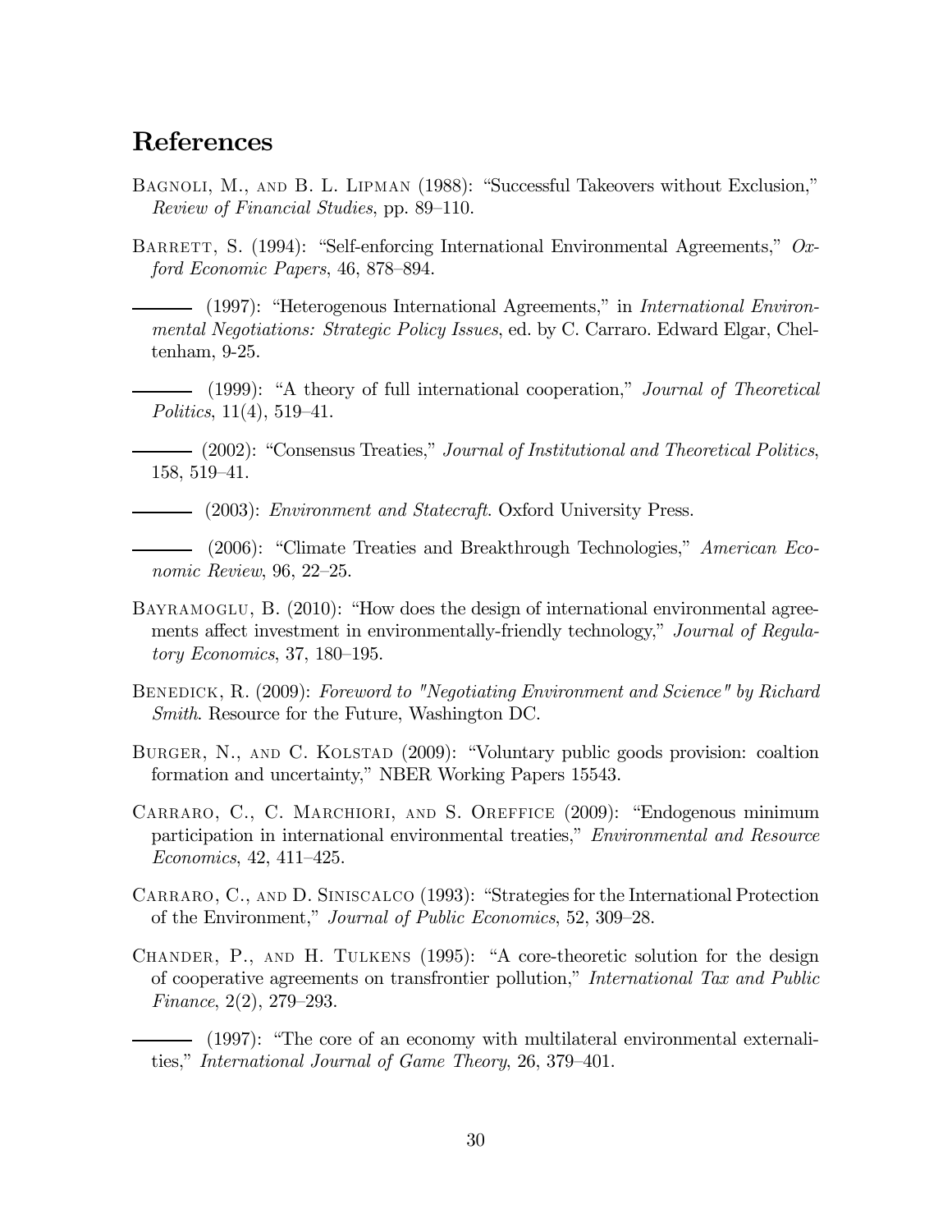# References

Bagnoli, M., and B. L. Lipman (1988): "Successful Takeovers without Exclusion," *Review of Financial Studies*, pp. 89–110.

Barrett, S. (1994): "Self-enforcing International Environmental Agreements," *Oxford Economic Papers*, 46, 878–894.

——— (1997): "Heterogenous International Agreements," in *International Environmental Negotiations: Strategic Policy Issues*, ed. by C. Carraro. Edward Elgar, Cheltenham, 9-25.

——— (1999): "A theory of full international cooperation," *Journal of Theoretical Politics*, 11(4), 519–41.

——— (2002): "Consensus Treaties," *Journal of Institutional and Theoretical Politics*, 158, 519–41.

——— (2003): *Environment and Statecraft*. Oxford University Press.

——— (2006): "Climate Treaties and Breakthrough Technologies," *American Economic Review*, 96, 22–25.

Bayramoglu, B. (2010): "How does the design of international environmental agreements affect investment in environmentally-friendly technology," *Journal of Regulatory Economics*, 37, 180–195.

Benedick, R. (2009): *Foreword to "Negotiating Environment and Science" by Richard Smith*. Resource for the Future, Washington DC.

Burger, N., and C. Kolstad (2009): "Voluntary public goods provision: coaltion formation and uncertainty," NBER Working Papers 15543.

Carraro, C., C. Marchiori, and S. Oreffice (2009): "Endogenous minimum participation in international environmental treaties," *Environmental and Resource Economics*, 42, 411–425.

Carraro, C., and D. Siniscalco (1993): "Strategies for the International Protection of the Environment," *Journal of Public Economics*, 52, 309–28.

Chander, P., and H. Tulkens (1995): "A core-theoretic solution for the design of cooperative agreements on transfrontier pollution," *International Tax and Public Finance*, 2(2), 279–293.

——— (1997): "The core of an economy with multilateral environmental externalities," *International Journal of Game Theory*, 26, 379–401.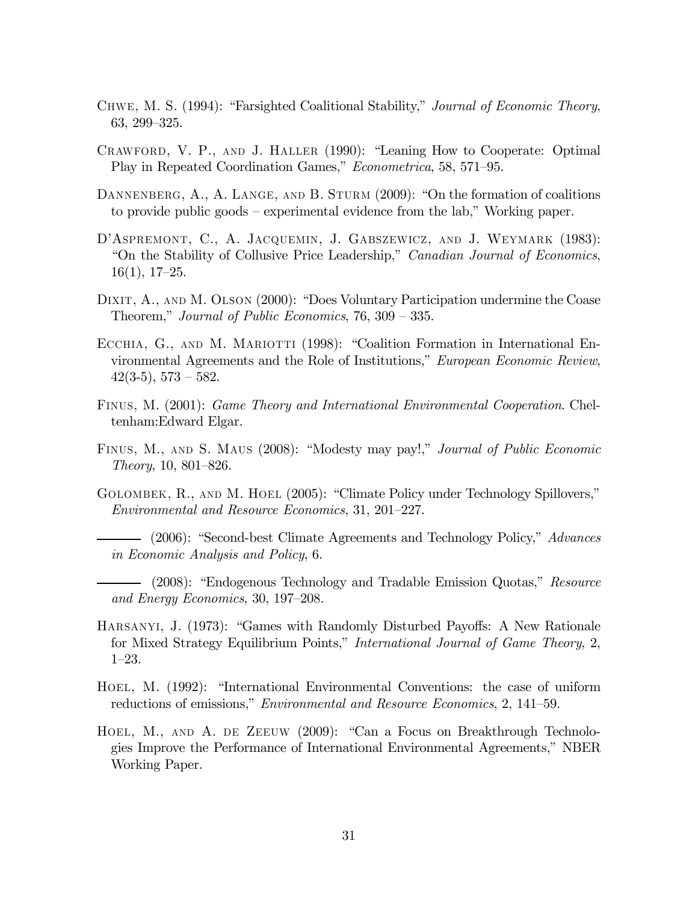Chwe, M. S. (1994): "Farsighted Coalitional Stability," *Journal of Economic Theory*, 63, 299–325.

Crawford, V. P., and J. Haller (1990): "Leaning How to Cooperate: Optimal Play in Repeated Coordination Games," *Econometrica*, 58, 571–95.

Dannenberg, A., A. Lange, and B. Sturm (2009): "On the formation of coalitions to provide public goods – experimental evidence from the lab," Working paper.

D'Aspremont, C., A. Jacquemin, J. Gabszewicz, and J. Weymark (1983): "On the Stability of Collusive Price Leadership," *Canadian Journal of Economics*, 16(1), 17–25.

Dixit, A., and M. Olson (2000): "Does Voluntary Participation undermine the Coase Theorem," *Journal of Public Economics*, 76, 309 – 335.

Ecchia, G., and M. Mariotti (1998): "Coalition Formation in International Environmental Agreements and the Role of Institutions," *European Economic Review*, 42(3-5), 573 – 582.

Finus, M. (2001): *Game Theory and International Environmental Cooperation*. Cheltenham:Edward Elgar.

Finus, M., and S. Maus (2008): "Modesty may pay!," *Journal of Public Economic Theory*, 10, 801–826.

Golombek, R., and M. Hoel (2005): "Climate Policy under Technology Spillovers," *Environmental and Resource Economics*, 31, 201–227.

——— (2006): "Second-best Climate Agreements and Technology Policy," *Advances in Economic Analysis and Policy*, 6.

——— (2008): "Endogenous Technology and Tradable Emission Quotas," *Resource and Energy Economics*, 30, 197–208.

Harsanyi, J. (1973): "Games with Randomly Disturbed Payoffs: A New Rationale for Mixed Strategy Equilibrium Points," *International Journal of Game Theory*, 2, 1–23.

Hoel, M. (1992): "International Environmental Conventions: the case of uniform reductions of emissions," *Environmental and Resource Economics*, 2, 141–59.

Hoel, M., and A. de Zeeuw (2009): "Can a Focus on Breakthrough Technologies Improve the Performance of International Environmental Agreements," NBER Working Paper.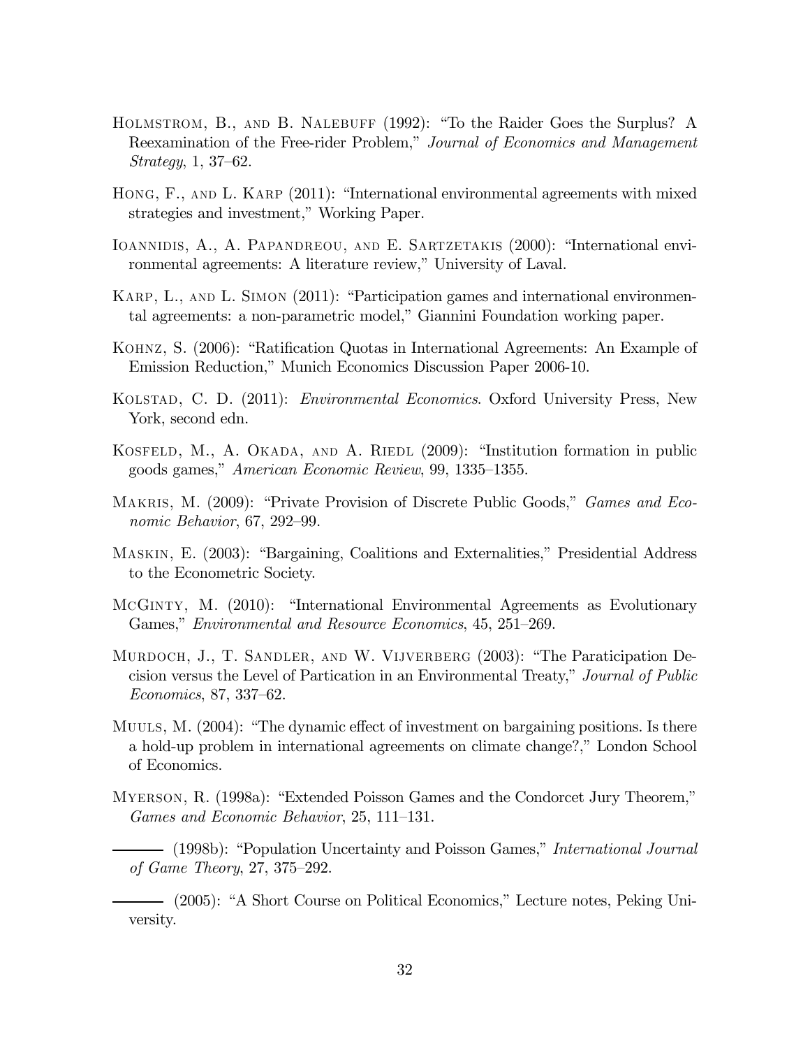Holmstrom, B., and B. Nalebuff (1992): "To the Raider Goes the Surplus? A Reexamination of the Free-rider Problem," *Journal of Economics and Management Strategy*, 1, 37–62.

Hong, F., and L. Karp (2011): "International environmental agreements with mixed strategies and investment," Working Paper.

Ioannidis, A., A. Papandreou, and E. Sartzetakis (2000): "International environmental agreements: A literature review," University of Laval.

Karp, L., and L. Simon (2011): "Participation games and international environmental agreements: a non-parametric model," Giannini Foundation working paper.

Kohnz, S. (2006): "Ratification Quotas in International Agreements: An Example of Emission Reduction," Munich Economics Discussion Paper 2006-10.

Kolstad, C. D. (2011): *Environmental Economics*. Oxford University Press, New York, second edn.

Kosfeld, M., A. Okada, and A. Riedl (2009): "Institution formation in public goods games," *American Economic Review*, 99, 1335–1355.

Makris, M. (2009): "Private Provision of Discrete Public Goods," *Games and Economic Behavior*, 67, 292–99.

Maskin, E. (2003): "Bargaining, Coalitions and Externalities," Presidential Address to the Econometric Society.

McGinty, M. (2010): "International Environmental Agreements as Evolutionary Games," *Environmental and Resource Economics*, 45, 251–269.

Murdoch, J., T. Sandler, and W. Vijverberg (2003): "The Paraticipation Decision versus the Level of Partication in an Environmental Treaty," *Journal of Public Economics*, 87, 337–62.

Muuls, M. (2004): "The dynamic effect of investment on bargaining positions. Is there a hold-up problem in international agreements on climate change?," London School of Economics.

Myerson, R. (1998a): "Extended Poisson Games and the Condorcet Jury Theorem," *Games and Economic Behavior*, 25, 111–131.

——— (1998b): "Population Uncertainty and Poisson Games," *International Journal of Game Theory*, 27, 375–292.

——— (2005): "A Short Course on Political Economics," Lecture notes, Peking University.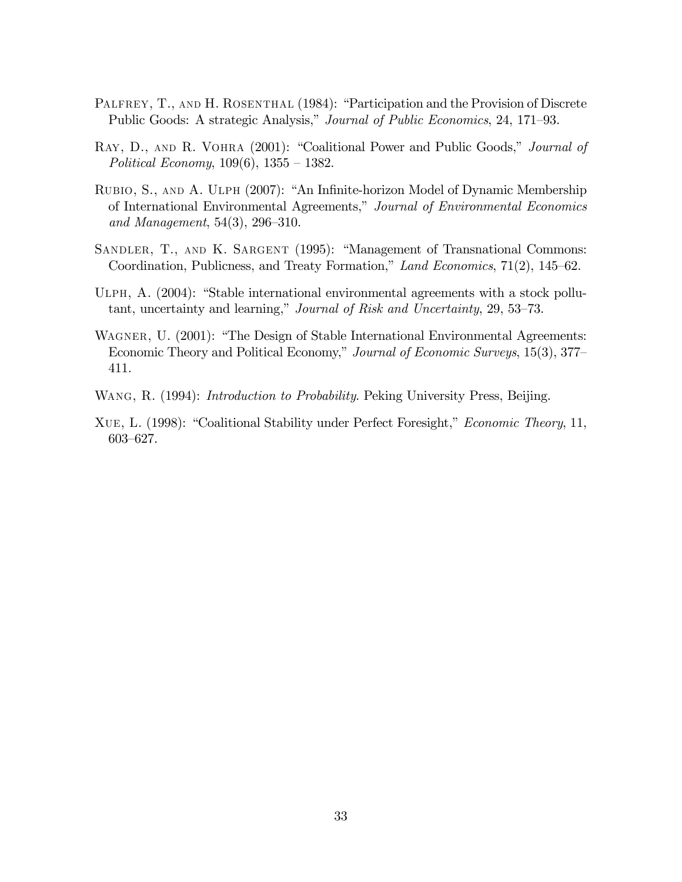Palfrey, T., and H. Rosenthal (1984): "Participation and the Provision of Discrete Public Goods: A strategic Analysis," *Journal of Public Economics*, 24, 171–93.

Ray, D., and R. Vohra (2001): "Coalitional Power and Public Goods," *Journal of Political Economy*, 109(6), 1355 – 1382.

Rubio, S., and A. Ulph (2007): "An Infinite-horizon Model of Dynamic Membership of International Environmental Agreements," *Journal of Environmental Economics and Management*, 54(3), 296–310.

Sandler, T., and K. Sargent (1995): "Management of Transnational Commons: Coordination, Publicness, and Treaty Formation," *Land Economics*, 71(2), 145–62.

Ulph, A. (2004): "Stable international environmental agreements with a stock pollutant, uncertainty and learning," *Journal of Risk and Uncertainty*, 29, 53–73.

Wagner, U. (2001): "The Design of Stable International Environmental Agreements: Economic Theory and Political Economy," *Journal of Economic Surveys*, 15(3), 377–411.

Wang, R. (1994): *Introduction to Probability*. Peking University Press, Beijing.

Xue, L. (1998): "Coalitional Stability under Perfect Foresight," *Economic Theory*, 11, 603–627.